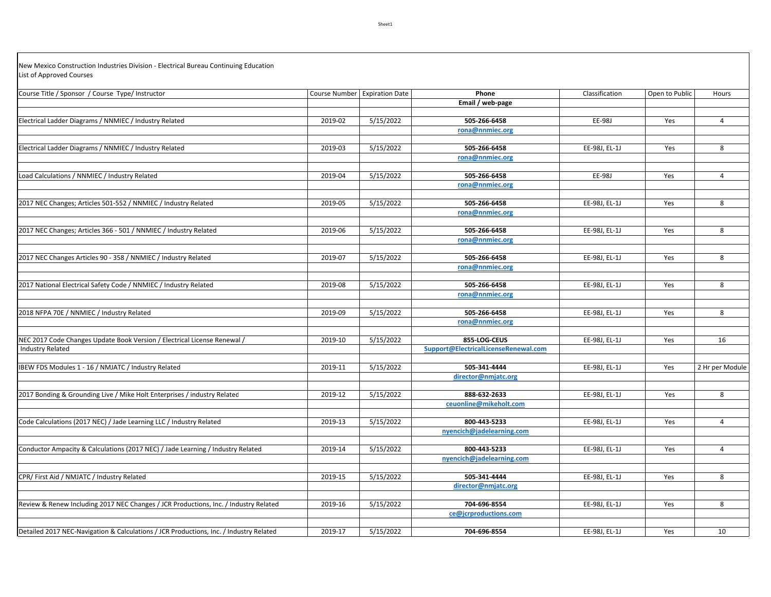New Mexico Construction Industries Division - Electrical Bureau Continuing Education
List of Approved Courses

| Course Title / Sponsor / Course Type/ Instructor | Course Number | Expiration Date | Phone<br>Email / web-page | Classification | Open to Public | Hours |
|---|---|---|---|---|---|---|
| Electrical Ladder Diagrams / NNMIEC / Industry Related | 2019-02 | 5/15/2022 | 505-266-6458<br>rona@nnmiec.org | EE-98J | Yes | 4 |
| Electrical Ladder Diagrams / NNMIEC / Industry Related | 2019-03 | 5/15/2022 | 505-266-6458<br>rona@nnmiec.org | EE-98J, EL-1J | Yes | 8 |
| Load Calculations / NNMIEC / Industry Related | 2019-04 | 5/15/2022 | 505-266-6458<br>rona@nnmiec.org | EE-98J | Yes | 4 |
| 2017 NEC Changes; Articles 501-552 / NNMIEC / Industry Related | 2019-05 | 5/15/2022 | 505-266-6458<br>rona@nnmiec.org | EE-98J, EL-1J | Yes | 8 |
| 2017 NEC Changes; Articles 366 - 501 / NNMIEC / Industry Related | 2019-06 | 5/15/2022 | 505-266-6458<br>rona@nnmiec.org | EE-98J, EL-1J | Yes | 8 |
| 2017 NEC Changes Articles 90 - 358 / NNMIEC / Industry Related | 2019-07 | 5/15/2022 | 505-266-6458<br>rona@nnmiec.org | EE-98J, EL-1J | Yes | 8 |
| 2017 National Electrical Safety Code / NNMIEC / Industry Related | 2019-08 | 5/15/2022 | 505-266-6458<br>rona@nnmiec.org | EE-98J, EL-1J | Yes | 8 |
| 2018 NFPA 70E / NNMIEC / Industry Related | 2019-09 | 5/15/2022 | 505-266-6458<br>rona@nnmiec.org | EE-98J, EL-1J | Yes | 8 |
| NEC 2017 Code Changes Update Book Version / Electrical License Renewal / Industry Related | 2019-10 | 5/15/2022 | 855-LOG-CEUS<br>Support@ElectricalLicenseRenewal.com | EE-98J, EL-1J | Yes | 16 |
| IBEW FDS Modules 1 - 16 / NMJATC / Industry Related | 2019-11 | 5/15/2022 | 505-341-4444<br>director@nmjatc.org | EE-98J, EL-1J | Yes | 2 Hr per Module |
| 2017 Bonding & Grounding Live / Mike Holt Enterprises / industry Related | 2019-12 | 5/15/2022 | 888-632-2633<br>ceuonline@mikeholt.com | EE-98J, EL-1J | Yes | 8 |
| Code Calculations (2017 NEC) / Jade Learning LLC / Industry Related | 2019-13 | 5/15/2022 | 800-443-5233<br>nyencich@jadelearning.com | EE-98J, EL-1J | Yes | 4 |
| Conductor Ampacity & Calculations (2017 NEC) / Jade Learning / Industry Related | 2019-14 | 5/15/2022 | 800-443-5233<br>nyencich@jadelearning.com | EE-98J, EL-1J | Yes | 4 |
| CPR/ First Aid / NMJATC / Industry Related | 2019-15 | 5/15/2022 | 505-341-4444<br>director@nmjatc.org | EE-98J, EL-1J | Yes | 8 |
| Review & Renew Including 2017 NEC Changes / JCR Productions, Inc. / Industry Related | 2019-16 | 5/15/2022 | 704-696-8554<br>ce@jcrproductions.com | EE-98J, EL-1J | Yes | 8 |
| Detailed 2017 NEC-Navigation & Calculations / JCR Productions, Inc. / Industry Related | 2019-17 | 5/15/2022 | 704-696-8554 | EE-98J, EL-1J | Yes | 10 |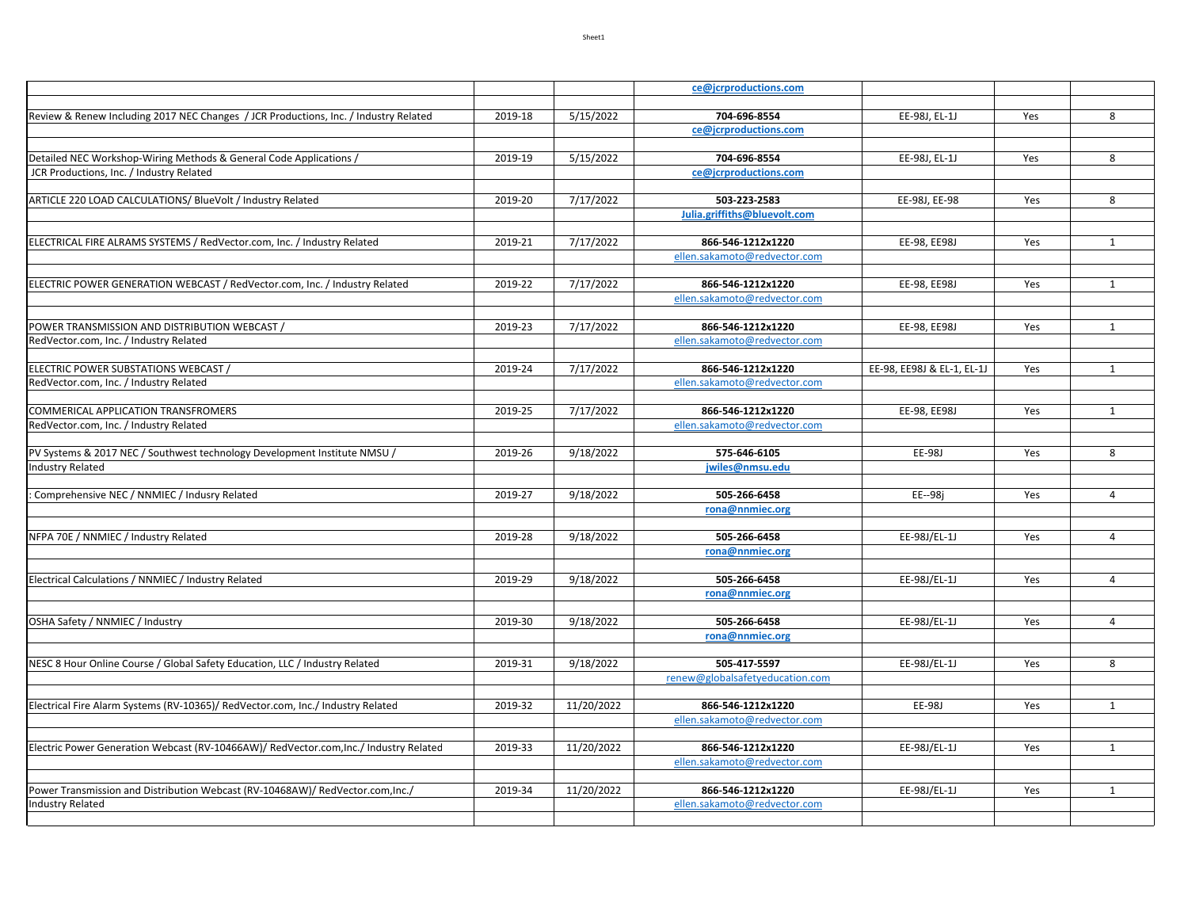| | | | | | | |
|---|---|---|---|---|---|---|
| | | | ce@jcrproductions.com | | | |
| | | | | | | |
| Review & Renew Including 2017 NEC Changes / JCR Productions, Inc. / Industry Related | 2019-18 | 5/15/2022 | 704-696-8554 | EE-98J, EL-1J | Yes | 8 |
| | | | ce@jcrproductions.com | | | |
| | | | | | | |
| Detailed NEC Workshop-Wiring Methods & General Code Applications / | 2019-19 | 5/15/2022 | 704-696-8554 | EE-98J, EL-1J | Yes | 8 |
| JCR Productions, Inc. / Industry Related | | | ce@jcrproductions.com | | | |
| | | | | | | |
| ARTICLE 220 LOAD CALCULATIONS/ BlueVolt / Industry Related | 2019-20 | 7/17/2022 | 503-223-2583 | EE-98J, EE-98 | Yes | 8 |
| | | | Julia.griffiths@bluevolt.com | | | |
| | | | | | | |
| ELECTRICAL FIRE ALRAMS SYSTEMS / RedVector.com, Inc. / Industry Related | 2019-21 | 7/17/2022 | 866-546-1212x1220 | EE-98, EE98J | Yes | 1 |
| | | | ellen.sakamoto@redvector.com | | | |
| | | | | | | |
| ELECTRIC POWER GENERATION WEBCAST / RedVector.com, Inc. / Industry Related | 2019-22 | 7/17/2022 | 866-546-1212x1220 | EE-98, EE98J | Yes | 1 |
| | | | ellen.sakamoto@redvector.com | | | |
| | | | | | | |
| POWER TRANSMISSION AND DISTRIBUTION WEBCAST / | 2019-23 | 7/17/2022 | 866-546-1212x1220 | EE-98, EE98J | Yes | 1 |
| RedVector.com, Inc. / Industry Related | | | ellen.sakamoto@redvector.com | | | |
| | | | | | | |
| ELECTRIC POWER SUBSTATIONS WEBCAST / | 2019-24 | 7/17/2022 | 866-546-1212x1220 | EE-98, EE98J & EL-1, EL-1J | Yes | 1 |
| RedVector.com, Inc. / Industry Related | | | ellen.sakamoto@redvector.com | | | |
| | | | | | | |
| COMMERICAL APPLICATION TRANSFROMERS | 2019-25 | 7/17/2022 | 866-546-1212x1220 | EE-98, EE98J | Yes | 1 |
| RedVector.com, Inc. / Industry Related | | | ellen.sakamoto@redvector.com | | | |
| | | | | | | |
| PV Systems & 2017 NEC / Southwest technology Development Institute NMSU / | 2019-26 | 9/18/2022 | 575-646-6105 | EE-98J | Yes | 8 |
| Industry Related | | | jwiles@nmsu.edu | | | |
| | | | | | | |
| : Comprehensive NEC / NNMIEC / Indusry Related | 2019-27 | 9/18/2022 | 505-266-6458 | EE--98j | Yes | 4 |
| | | | rona@nnmiec.org | | | |
| | | | | | | |
| NFPA 70E / NNMIEC / Industry Related | 2019-28 | 9/18/2022 | 505-266-6458 | EE-98J/EL-1J | Yes | 4 |
| | | | rona@nnmiec.org | | | |
| | | | | | | |
| Electrical Calculations / NNMIEC / Industry Related | 2019-29 | 9/18/2022 | 505-266-6458 | EE-98J/EL-1J | Yes | 4 |
| | | | rona@nnmiec.org | | | |
| | | | | | | |
| OSHA Safety / NNMIEC / Industry | 2019-30 | 9/18/2022 | 505-266-6458 | EE-98J/EL-1J | Yes | 4 |
| | | | rona@nnmiec.org | | | |
| | | | | | | |
| NESC 8 Hour Online Course / Global Safety Education, LLC / Industry Related | 2019-31 | 9/18/2022 | 505-417-5597 | EE-98J/EL-1J | Yes | 8 |
| | | | renew@globalsafetyeducation.com | | | |
| | | | | | | |
| Electrical Fire Alarm Systems (RV-10365)/ RedVector.com, Inc./ Industry Related | 2019-32 | 11/20/2022 | 866-546-1212x1220 | EE-98J | Yes | 1 |
| | | | ellen.sakamoto@redvector.com | | | |
| | | | | | | |
| Electric Power Generation Webcast (RV-10466AW)/ RedVector.com,Inc./ Industry Related | 2019-33 | 11/20/2022 | 866-546-1212x1220 | EE-98J/EL-1J | Yes | 1 |
| | | | ellen.sakamoto@redvector.com | | | |
| | | | | | | |
| Power Transmission and Distribution Webcast (RV-10468AW)/ RedVector.com,Inc./ | 2019-34 | 11/20/2022 | 866-546-1212x1220 | EE-98J/EL-1J | Yes | 1 |
| Industry Related | | | ellen.sakamoto@redvector.com | | | |
| | | | | | | |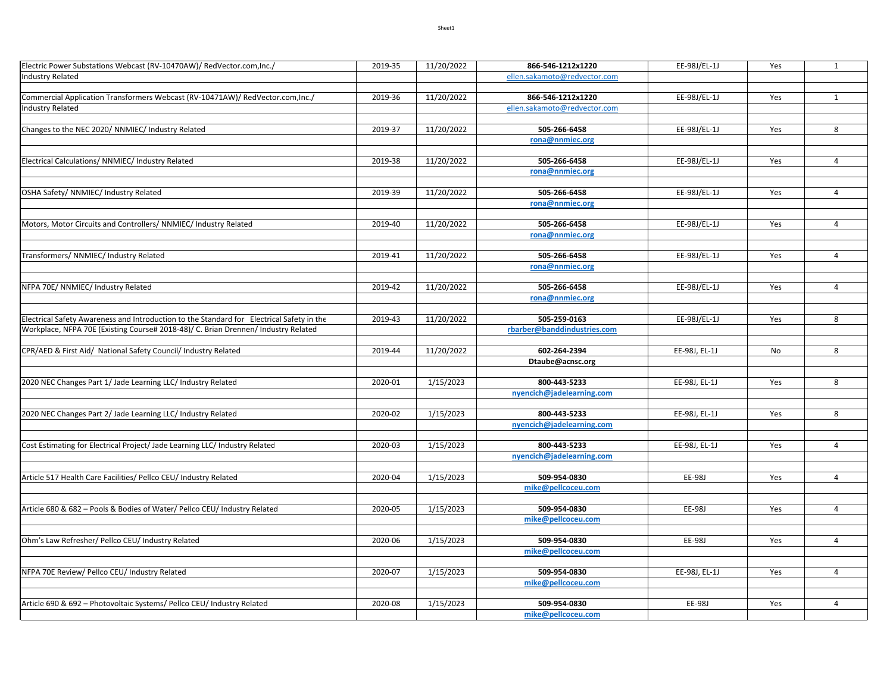| | | | | | | |
|---|---|---|---|---|---|---|
| Electric Power Substations Webcast (RV-10470AW)/ RedVector.com,Inc./ | 2019-35 | 11/20/2022 | 866-546-1212x1220 | EE-98J/EL-1J | Yes | 1 |
| Industry Related | | | ellen.sakamoto@redvector.com | | | |
| | | | | | | |
| Commercial Application Transformers Webcast (RV-10471AW)/ RedVector.com,Inc./ | 2019-36 | 11/20/2022 | 866-546-1212x1220 | EE-98J/EL-1J | Yes | 1 |
| Industry Related | | | ellen.sakamoto@redvector.com | | | |
| | | | | | | |
| Changes to the NEC 2020/ NNMIEC/ Industry Related | 2019-37 | 11/20/2022 | 505-266-6458 | EE-98J/EL-1J | Yes | 8 |
| | | | rona@nnmiec.org | | | |
| | | | | | | |
| Electrical Calculations/ NNMIEC/ Industry Related | 2019-38 | 11/20/2022 | 505-266-6458 | EE-98J/EL-1J | Yes | 4 |
| | | | rona@nnmiec.org | | | |
| | | | | | | |
| OSHA Safety/ NNMIEC/ Industry Related | 2019-39 | 11/20/2022 | 505-266-6458 | EE-98J/EL-1J | Yes | 4 |
| | | | rona@nnmiec.org | | | |
| | | | | | | |
| Motors, Motor Circuits and Controllers/ NNMIEC/ Industry Related | 2019-40 | 11/20/2022 | 505-266-6458 | EE-98J/EL-1J | Yes | 4 |
| | | | rona@nnmiec.org | | | |
| | | | | | | |
| Transformers/ NNMIEC/ Industry Related | 2019-41 | 11/20/2022 | 505-266-6458 | EE-98J/EL-1J | Yes | 4 |
| | | | rona@nnmiec.org | | | |
| | | | | | | |
| NFPA 70E/ NNMIEC/ Industry Related | 2019-42 | 11/20/2022 | 505-266-6458 | EE-98J/EL-1J | Yes | 4 |
| | | | rona@nnmiec.org | | | |
| | | | | | | |
| Electrical Safety Awareness and Introduction to the Standard for Electrical Safety in the | 2019-43 | 11/20/2022 | 505-259-0163 | EE-98J/EL-1J | Yes | 8 |
| Workplace, NFPA 70E (Existing Course# 2018-48)/ C. Brian Drennen/ Industry Related | | | rbarber@banddindustries.com | | | |
| | | | | | | |
| CPR/AED & First Aid/ National Safety Council/ Industry Related | 2019-44 | 11/20/2022 | 602-264-2394 | EE-98J, EL-1J | No | 8 |
| | | | Dtaube@acnsc.org | | | |
| | | | | | | |
| 2020 NEC Changes Part 1/ Jade Learning LLC/ Industry Related | 2020-01 | 1/15/2023 | 800-443-5233 | EE-98J, EL-1J | Yes | 8 |
| | | | nyencich@jadelearning.com | | | |
| | | | | | | |
| 2020 NEC Changes Part 2/ Jade Learning LLC/ Industry Related | 2020-02 | 1/15/2023 | 800-443-5233 | EE-98J, EL-1J | Yes | 8 |
| | | | nyencich@jadelearning.com | | | |
| | | | | | | |
| Cost Estimating for Electrical Project/ Jade Learning LLC/ Industry Related | 2020-03 | 1/15/2023 | 800-443-5233 | EE-98J, EL-1J | Yes | 4 |
| | | | nyencich@jadelearning.com | | | |
| | | | | | | |
| Article 517 Health Care Facilities/ Pellco CEU/ Industry Related | 2020-04 | 1/15/2023 | 509-954-0830 | EE-98J | Yes | 4 |
| | | | mike@pellcoceu.com | | | |
| | | | | | | |
| Article 680 & 682 – Pools & Bodies of Water/ Pellco CEU/ Industry Related | 2020-05 | 1/15/2023 | 509-954-0830 | EE-98J | Yes | 4 |
| | | | mike@pellcoceu.com | | | |
| | | | | | | |
| Ohm's Law Refresher/ Pellco CEU/ Industry Related | 2020-06 | 1/15/2023 | 509-954-0830 | EE-98J | Yes | 4 |
| | | | mike@pellcoceu.com | | | |
| | | | | | | |
| NFPA 70E Review/ Pellco CEU/ Industry Related | 2020-07 | 1/15/2023 | 509-954-0830 | EE-98J, EL-1J | Yes | 4 |
| | | | mike@pellcoceu.com | | | |
| | | | | | | |
| Article 690 & 692 – Photovoltaic Systems/ Pellco CEU/ Industry Related | 2020-08 | 1/15/2023 | 509-954-0830 | EE-98J | Yes | 4 |
| | | | mike@pellcoceu.com | | | |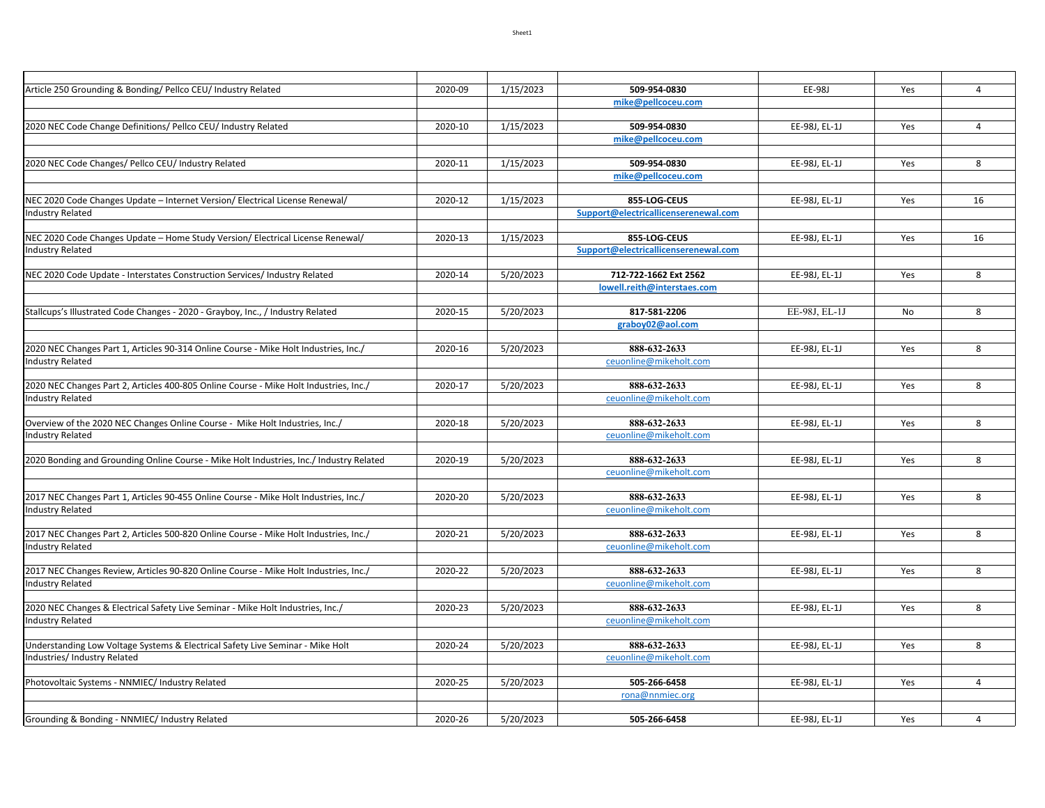| | | | | | | |
|---|---|---|---|---|---|---|
| Article 250 Grounding & Bonding/ Pellco CEU/ Industry Related | 2020-09 | 1/15/2023 | **509-954-0830** | EE-98J | Yes | 4 |
| | | | **mike@pellcoceu.com** | | | |
| 2020 NEC Code Change Definitions/ Pellco CEU/ Industry Related | 2020-10 | 1/15/2023 | **509-954-0830** | EE-98J, EL-1J | Yes | 4 |
| | | | **mike@pellcoceu.com** | | | |
| 2020 NEC Code Changes/ Pellco CEU/ Industry Related | 2020-11 | 1/15/2023 | **509-954-0830** | EE-98J, EL-1J | Yes | 8 |
| | | | **mike@pellcoceu.com** | | | |
| NEC 2020 Code Changes Update – Internet Version/ Electrical License Renewal/ Industry Related | 2020-12 | 1/15/2023 | **855-LOG-CEUS** | EE-98J, EL-1J | Yes | 16 |
| | | | **Support@electricallicenserenewal.com** | | | |
| NEC 2020 Code Changes Update – Home Study Version/ Electrical License Renewal/ Industry Related | 2020-13 | 1/15/2023 | **855-LOG-CEUS** | EE-98J, EL-1J | Yes | 16 |
| | | | **Support@electricallicenserenewal.com** | | | |
| NEC 2020 Code Update - Interstates Construction Services/ Industry Related | 2020-14 | 5/20/2023 | **712-722-1662 Ext 2562** | EE-98J, EL-1J | Yes | 8 |
| | | | **lowell.reith@interstaes.com** | | | |
| Stallcups's Illustrated Code Changes - 2020 - Grayboy, Inc., / Industry Related | 2020-15 | 5/20/2023 | **817-581-2206** | EE-98J, EL-1J | No | 8 |
| | | | **graboy02@aol.com** | | | |
| 2020 NEC Changes Part 1, Articles 90-314 Online Course - Mike Holt Industries, Inc./ Industry Related | 2020-16 | 5/20/2023 | **888-632-2633** | EE-98J, EL-1J | Yes | 8 |
| | | | ceuonline@mikeholt.com | | | |
| 2020 NEC Changes Part 2, Articles 400-805 Online Course - Mike Holt Industries, Inc./ Industry Related | 2020-17 | 5/20/2023 | **888-632-2633** | EE-98J, EL-1J | Yes | 8 |
| | | | ceuonline@mikeholt.com | | | |
| Overview of the 2020 NEC Changes Online Course - Mike Holt Industries, Inc./ Industry Related | 2020-18 | 5/20/2023 | **888-632-2633** | EE-98J, EL-1J | Yes | 8 |
| | | | ceuonline@mikeholt.com | | | |
| 2020 Bonding and Grounding Online Course - Mike Holt Industries, Inc./ Industry Related | 2020-19 | 5/20/2023 | **888-632-2633** | EE-98J, EL-1J | Yes | 8 |
| | | | ceuonline@mikeholt.com | | | |
| 2017 NEC Changes Part 1, Articles 90-455 Online Course - Mike Holt Industries, Inc./ Industry Related | 2020-20 | 5/20/2023 | **888-632-2633** | EE-98J, EL-1J | Yes | 8 |
| | | | ceuonline@mikeholt.com | | | |
| 2017 NEC Changes Part 2, Articles 500-820 Online Course - Mike Holt Industries, Inc./ Industry Related | 2020-21 | 5/20/2023 | **888-632-2633** | EE-98J, EL-1J | Yes | 8 |
| | | | ceuonline@mikeholt.com | | | |
| 2017 NEC Changes Review, Articles 90-820 Online Course - Mike Holt Industries, Inc./ Industry Related | 2020-22 | 5/20/2023 | **888-632-2633** | EE-98J, EL-1J | Yes | 8 |
| | | | ceuonline@mikeholt.com | | | |
| 2020 NEC Changes & Electrical Safety Live Seminar - Mike Holt Industries, Inc./ Industry Related | 2020-23 | 5/20/2023 | **888-632-2633** | EE-98J, EL-1J | Yes | 8 |
| | | | ceuonline@mikeholt.com | | | |
| Understanding Low Voltage Systems & Electrical Safety Live Seminar - Mike Holt Industries/ Industry Related | 2020-24 | 5/20/2023 | **888-632-2633** | EE-98J, EL-1J | Yes | 8 |
| | | | ceuonline@mikeholt.com | | | |
| Photovoltaic Systems - NNMIEC/ Industry Related | 2020-25 | 5/20/2023 | **505-266-6458** | EE-98J, EL-1J | Yes | 4 |
| | | | rona@nnmiec.org | | | |
| Grounding & Bonding - NNMIEC/ Industry Related | 2020-26 | 5/20/2023 | **505-266-6458** | EE-98J, EL-1J | Yes | 4 |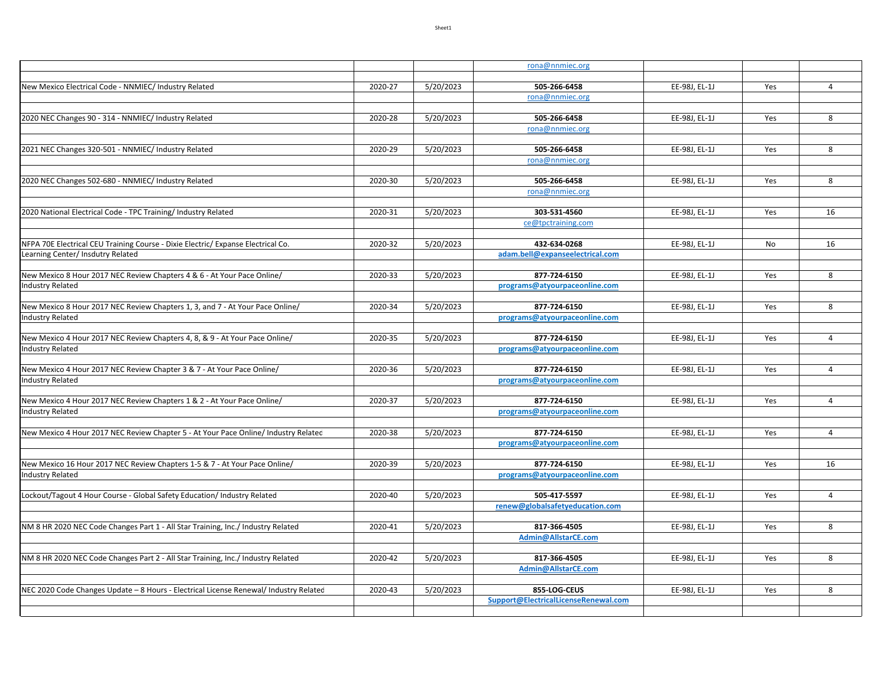| | | | | | | |
|---|---|---|---|---|---|---|
| | | | rona@nnmiec.org | | | |
| New Mexico Electrical Code - NNMIEC/ Industry Related | 2020-27 | 5/20/2023 | **505-266-6458** | EE-98J, EL-1J | Yes | 4 |
| | | | rona@nnmiec.org | | | |
| 2020 NEC Changes 90 - 314 - NNMIEC/ Industry Related | 2020-28 | 5/20/2023 | **505-266-6458** | EE-98J, EL-1J | Yes | 8 |
| | | | rona@nnmiec.org | | | |
| 2021 NEC Changes 320-501 - NNMIEC/ Industry Related | 2020-29 | 5/20/2023 | **505-266-6458** | EE-98J, EL-1J | Yes | 8 |
| | | | rona@nnmiec.org | | | |
| 2020 NEC Changes 502-680 - NNMIEC/ Industry Related | 2020-30 | 5/20/2023 | **505-266-6458** | EE-98J, EL-1J | Yes | 8 |
| | | | rona@nnmiec.org | | | |
| 2020 National Electrical Code - TPC Training/ Industry Related | 2020-31 | 5/20/2023 | **303-531-4560** | EE-98J, EL-1J | Yes | 16 |
| | | | ce@tpctraining.com | | | |
| NFPA 70E Electrical CEU Training Course - Dixie Electric/ Expanse Electrical Co. Learning Center/ Insdutry Related | 2020-32 | 5/20/2023 | **432-634-0268** | EE-98J, EL-1J | No | 16 |
| | | | **adam.bell@expanseelectrical.com** | | | |
| New Mexico 8 Hour 2017 NEC Review Chapters 4 & 6 - At Your Pace Online/ Industry Related | 2020-33 | 5/20/2023 | **877-724-6150** | EE-98J, EL-1J | Yes | 8 |
| | | | **programs@atyourpaceonline.com** | | | |
| New Mexico 8 Hour 2017 NEC Review Chapters 1, 3, and 7 - At Your Pace Online/ Industry Related | 2020-34 | 5/20/2023 | **877-724-6150** | EE-98J, EL-1J | Yes | 8 |
| | | | **programs@atyourpaceonline.com** | | | |
| New Mexico 4 Hour 2017 NEC Review Chapters 4, 8, & 9 - At Your Pace Online/ Industry Related | 2020-35 | 5/20/2023 | **877-724-6150** | EE-98J, EL-1J | Yes | 4 |
| | | | **programs@atyourpaceonline.com** | | | |
| New Mexico 4 Hour 2017 NEC Review Chapter 3 & 7 - At Your Pace Online/ Industry Related | 2020-36 | 5/20/2023 | **877-724-6150** | EE-98J, EL-1J | Yes | 4 |
| | | | **programs@atyourpaceonline.com** | | | |
| New Mexico 4 Hour 2017 NEC Review Chapters 1 & 2 - At Your Pace Online/ Industry Related | 2020-37 | 5/20/2023 | **877-724-6150** | EE-98J, EL-1J | Yes | 4 |
| | | | **programs@atyourpaceonline.com** | | | |
| New Mexico 4 Hour 2017 NEC Review Chapter 5 - At Your Pace Online/ Industry Related | 2020-38 | 5/20/2023 | **877-724-6150** | EE-98J, EL-1J | Yes | 4 |
| | | | **programs@atyourpaceonline.com** | | | |
| New Mexico 16 Hour 2017 NEC Review Chapters 1-5 & 7 - At Your Pace Online/ Industry Related | 2020-39 | 5/20/2023 | **877-724-6150** | EE-98J, EL-1J | Yes | 16 |
| | | | **programs@atyourpaceonline.com** | | | |
| Lockout/Tagout 4 Hour Course - Global Safety Education/ Industry Related | 2020-40 | 5/20/2023 | **505-417-5597** | EE-98J, EL-1J | Yes | 4 |
| | | | **renew@globalsafetyeducation.com** | | | |
| NM 8 HR 2020 NEC Code Changes Part 1 - All Star Training, Inc./ Industry Related | 2020-41 | 5/20/2023 | **817-366-4505** | EE-98J, EL-1J | Yes | 8 |
| | | | **Admin@AllstarCE.com** | | | |
| NM 8 HR 2020 NEC Code Changes Part 2 - All Star Training, Inc./ Industry Related | 2020-42 | 5/20/2023 | **817-366-4505** | EE-98J, EL-1J | Yes | 8 |
| | | | **Admin@AllstarCE.com** | | | |
| NEC 2020 Code Changes Update – 8 Hours - Electrical License Renewal/ Industry Related | 2020-43 | 5/20/2023 | **855-LOG-CEUS** | EE-98J, EL-1J | Yes | 8 |
| | | | **Support@ElectricalLicenseRenewal.com** | | | |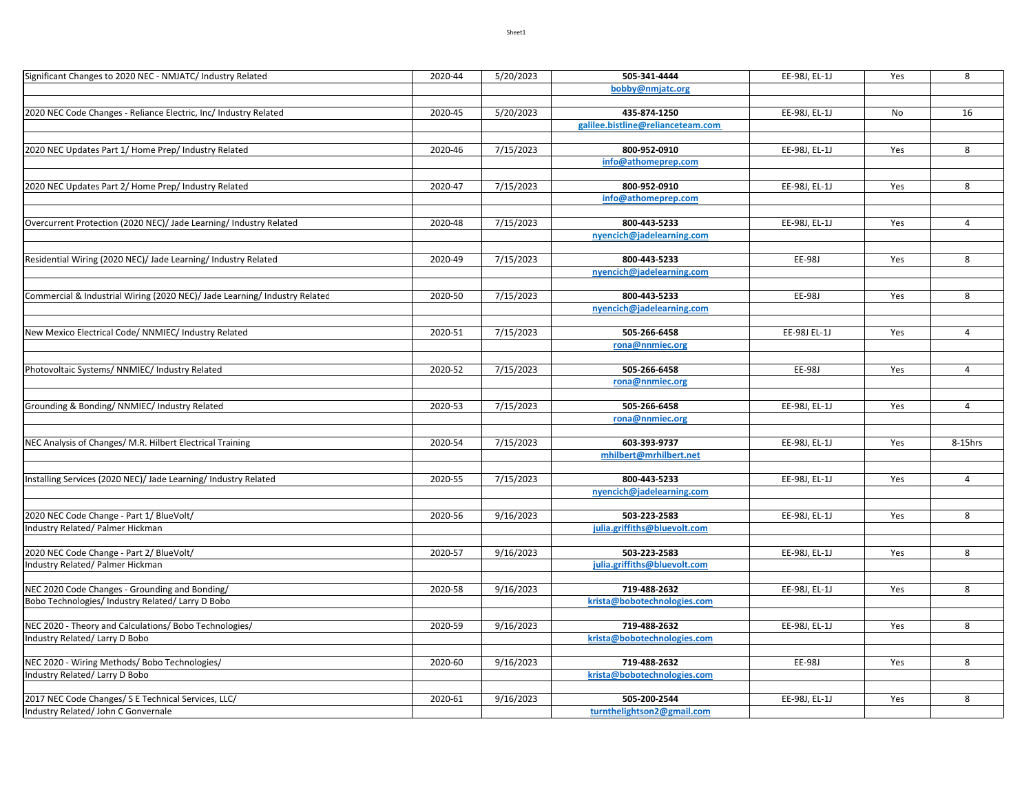| | | | | | | |
|---|---|---|---|---|---|---|
| Significant Changes to 2020 NEC - NMJATC/ Industry Related | 2020-44 | 5/20/2023 | 505-341-4444 | EE-98J, EL-1J | Yes | 8 |
| | | | bobby@nmjatc.org | | | |
| 2020 NEC Code Changes - Reliance Electric, Inc/ Industry Related | 2020-45 | 5/20/2023 | 435-874-1250 | EE-98J, EL-1J | No | 16 |
| | | | galilee.bistline@relianceteam.com | | | |
| 2020 NEC Updates Part 1/ Home Prep/ Industry Related | 2020-46 | 7/15/2023 | 800-952-0910 | EE-98J, EL-1J | Yes | 8 |
| | | | info@athomeprep.com | | | |
| 2020 NEC Updates Part 2/ Home Prep/ Industry Related | 2020-47 | 7/15/2023 | 800-952-0910 | EE-98J, EL-1J | Yes | 8 |
| | | | info@athomeprep.com | | | |
| Overcurrent Protection (2020 NEC)/ Jade Learning/ Industry Related | 2020-48 | 7/15/2023 | 800-443-5233 | EE-98J, EL-1J | Yes | 4 |
| | | | nyencich@jadelearning.com | | | |
| Residential Wiring (2020 NEC)/ Jade Learning/ Industry Related | 2020-49 | 7/15/2023 | 800-443-5233 | EE-98J | Yes | 8 |
| | | | nyencich@jadelearning.com | | | |
| Commercial & Industrial Wiring (2020 NEC)/ Jade Learning/ Industry Related | 2020-50 | 7/15/2023 | 800-443-5233 | EE-98J | Yes | 8 |
| | | | nyencich@jadelearning.com | | | |
| New Mexico Electrical Code/ NNMIEC/ Industry Related | 2020-51 | 7/15/2023 | 505-266-6458 | EE-98J EL-1J | Yes | 4 |
| | | | rona@nnmiec.org | | | |
| Photovoltaic Systems/ NNMIEC/ Industry Related | 2020-52 | 7/15/2023 | 505-266-6458 | EE-98J | Yes | 4 |
| | | | rona@nnmiec.org | | | |
| Grounding & Bonding/ NNMIEC/ Industry Related | 2020-53 | 7/15/2023 | 505-266-6458 | EE-98J, EL-1J | Yes | 4 |
| | | | rona@nnmiec.org | | | |
| NEC Analysis of Changes/ M.R. Hilbert Electrical Training | 2020-54 | 7/15/2023 | 603-393-9737 | EE-98J, EL-1J | Yes | 8-15hrs |
| | | | mhilbert@mrhilbert.net | | | |
| Installing Services (2020 NEC)/ Jade Learning/ Industry Related | 2020-55 | 7/15/2023 | 800-443-5233 | EE-98J, EL-1J | Yes | 4 |
| | | | nyencich@jadelearning.com | | | |
| 2020 NEC Code Change - Part 1/ BlueVolt/ | 2020-56 | 9/16/2023 | 503-223-2583 | EE-98J, EL-1J | Yes | 8 |
| Industry Related/ Palmer Hickman | | | julia.griffiths@bluevolt.com | | | |
| 2020 NEC Code Change - Part 2/ BlueVolt/ | 2020-57 | 9/16/2023 | 503-223-2583 | EE-98J, EL-1J | Yes | 8 |
| Industry Related/ Palmer Hickman | | | julia.griffiths@bluevolt.com | | | |
| NEC 2020 Code Changes - Grounding and Bonding/ | 2020-58 | 9/16/2023 | 719-488-2632 | EE-98J, EL-1J | Yes | 8 |
| Bobo Technologies/ Industry Related/ Larry D Bobo | | | krista@bobotechnologies.com | | | |
| NEC 2020 - Theory and Calculations/ Bobo Technologies/ | 2020-59 | 9/16/2023 | 719-488-2632 | EE-98J, EL-1J | Yes | 8 |
| Industry Related/ Larry D Bobo | | | krista@bobotechnologies.com | | | |
| NEC 2020 - Wiring Methods/ Bobo Technologies/ | 2020-60 | 9/16/2023 | 719-488-2632 | EE-98J | Yes | 8 |
| Industry Related/ Larry D Bobo | | | krista@bobotechnologies.com | | | |
| 2017 NEC Code Changes/ S E Technical Services, LLC/ | 2020-61 | 9/16/2023 | 505-200-2544 | EE-98J, EL-1J | Yes | 8 |
| Industry Related/ John C Gonvernale | | | turnthelightson2@gmail.com | | | |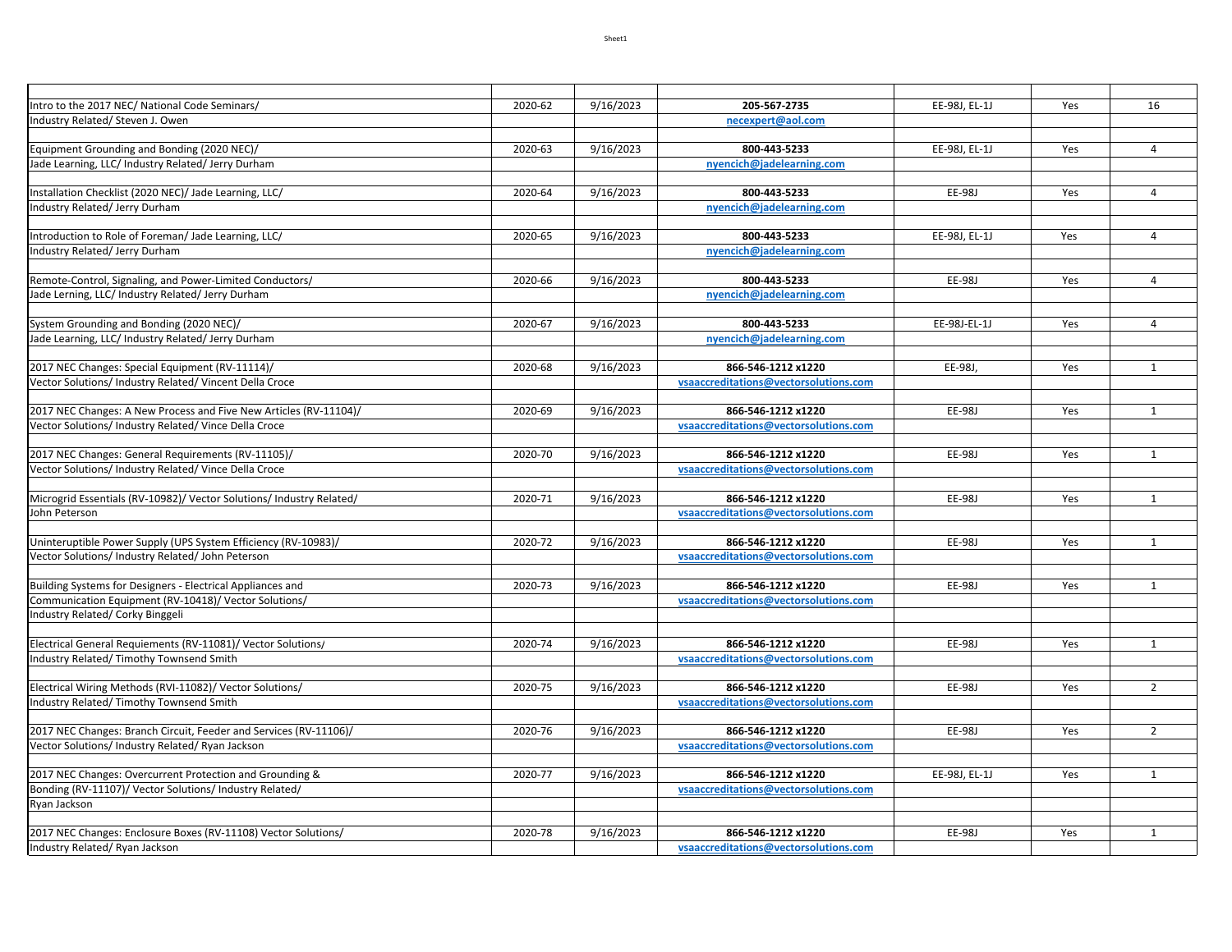| | | | | | | |
|---|---|---|---|---|---|---|
| Intro to the 2017 NEC/ National Code Seminars/ Industry Related/ Steven J. Owen | 2020-62 | 9/16/2023 | **205-567-2735** **necexpert@aol.com** | EE-98J, EL-1J | Yes | 16 |
| Equipment Grounding and Bonding (2020 NEC)/ Jade Learning, LLC/ Industry Related/ Jerry Durham | 2020-63 | 9/16/2023 | **800-443-5233** **nyencich@jadelearning.com** | EE-98J, EL-1J | Yes | 4 |
| Installation Checklist (2020 NEC)/ Jade Learning, LLC/ Industry Related/ Jerry Durham | 2020-64 | 9/16/2023 | **800-443-5233** **nyencich@jadelearning.com** | EE-98J | Yes | 4 |
| Introduction to Role of Foreman/ Jade Learning, LLC/ Industry Related/ Jerry Durham | 2020-65 | 9/16/2023 | **800-443-5233** **nyencich@jadelearning.com** | EE-98J, EL-1J | Yes | 4 |
| Remote-Control, Signaling, and Power-Limited Conductors/ Jade Lerning, LLC/ Industry Related/ Jerry Durham | 2020-66 | 9/16/2023 | **800-443-5233** **nyencich@jadelearning.com** | EE-98J | Yes | 4 |
| System Grounding and Bonding (2020 NEC)/ Jade Learning, LLC/ Industry Related/ Jerry Durham | 2020-67 | 9/16/2023 | **800-443-5233** **nyencich@jadelearning.com** | EE-98J-EL-1J | Yes | 4 |
| 2017 NEC Changes: Special Equipment (RV-11114)/ Vector Solutions/ Industry Related/ Vincent Della Croce | 2020-68 | 9/16/2023 | **866-546-1212 x1220** **vsaaccreditations@vectorsolutions.com** | EE-98J, | Yes | 1 |
| 2017 NEC Changes: A New Process and Five New Articles (RV-11104)/ Vector Solutions/ Industry Related/ Vince Della Croce | 2020-69 | 9/16/2023 | **866-546-1212 x1220** **vsaaccreditations@vectorsolutions.com** | EE-98J | Yes | 1 |
| 2017 NEC Changes: General Requirements (RV-11105)/ Vector Solutions/ Industry Related/ Vince Della Croce | 2020-70 | 9/16/2023 | **866-546-1212 x1220** **vsaaccreditations@vectorsolutions.com** | EE-98J | Yes | 1 |
| Microgrid Essentials (RV-10982)/ Vector Solutions/ Industry Related/ John Peterson | 2020-71 | 9/16/2023 | **866-546-1212 x1220** **vsaaccreditations@vectorsolutions.com** | EE-98J | Yes | 1 |
| Uninteruptible Power Supply (UPS System Efficiency (RV-10983)/ Vector Solutions/ Industry Related/ John Peterson | 2020-72 | 9/16/2023 | **866-546-1212 x1220** **vsaaccreditations@vectorsolutions.com** | EE-98J | Yes | 1 |
| Building Systems for Designers - Electrical Appliances and Communication Equipment (RV-10418)/ Vector Solutions/ Industry Related/ Corky Binggeli | 2020-73 | 9/16/2023 | **866-546-1212 x1220** **vsaaccreditations@vectorsolutions.com** | EE-98J | Yes | 1 |
| Electrical General Requiements (RV-11081)/ Vector Solutions/ Industry Related/ Timothy Townsend Smith | 2020-74 | 9/16/2023 | **866-546-1212 x1220** **vsaaccreditations@vectorsolutions.com** | EE-98J | Yes | 1 |
| Electrical Wiring Methods (RVI-11082)/ Vector Solutions/ Industry Related/ Timothy Townsend Smith | 2020-75 | 9/16/2023 | **866-546-1212 x1220** **vsaaccreditations@vectorsolutions.com** | EE-98J | Yes | 2 |
| 2017 NEC Changes: Branch Circuit, Feeder and Services (RV-11106)/ Vector Solutions/ Industry Related/ Ryan Jackson | 2020-76 | 9/16/2023 | **866-546-1212 x1220** **vsaaccreditations@vectorsolutions.com** | EE-98J | Yes | 2 |
| 2017 NEC Changes: Overcurrent Protection and Grounding & Bonding (RV-11107)/ Vector Solutions/ Industry Related/ Ryan Jackson | 2020-77 | 9/16/2023 | **866-546-1212 x1220** **vsaaccreditations@vectorsolutions.com** | EE-98J, EL-1J | Yes | 1 |
| 2017 NEC Changes: Enclosure Boxes (RV-11108) Vector Solutions/ Industry Related/ Ryan Jackson | 2020-78 | 9/16/2023 | **866-546-1212 x1220** **vsaaccreditations@vectorsolutions.com** | EE-98J | Yes | 1 |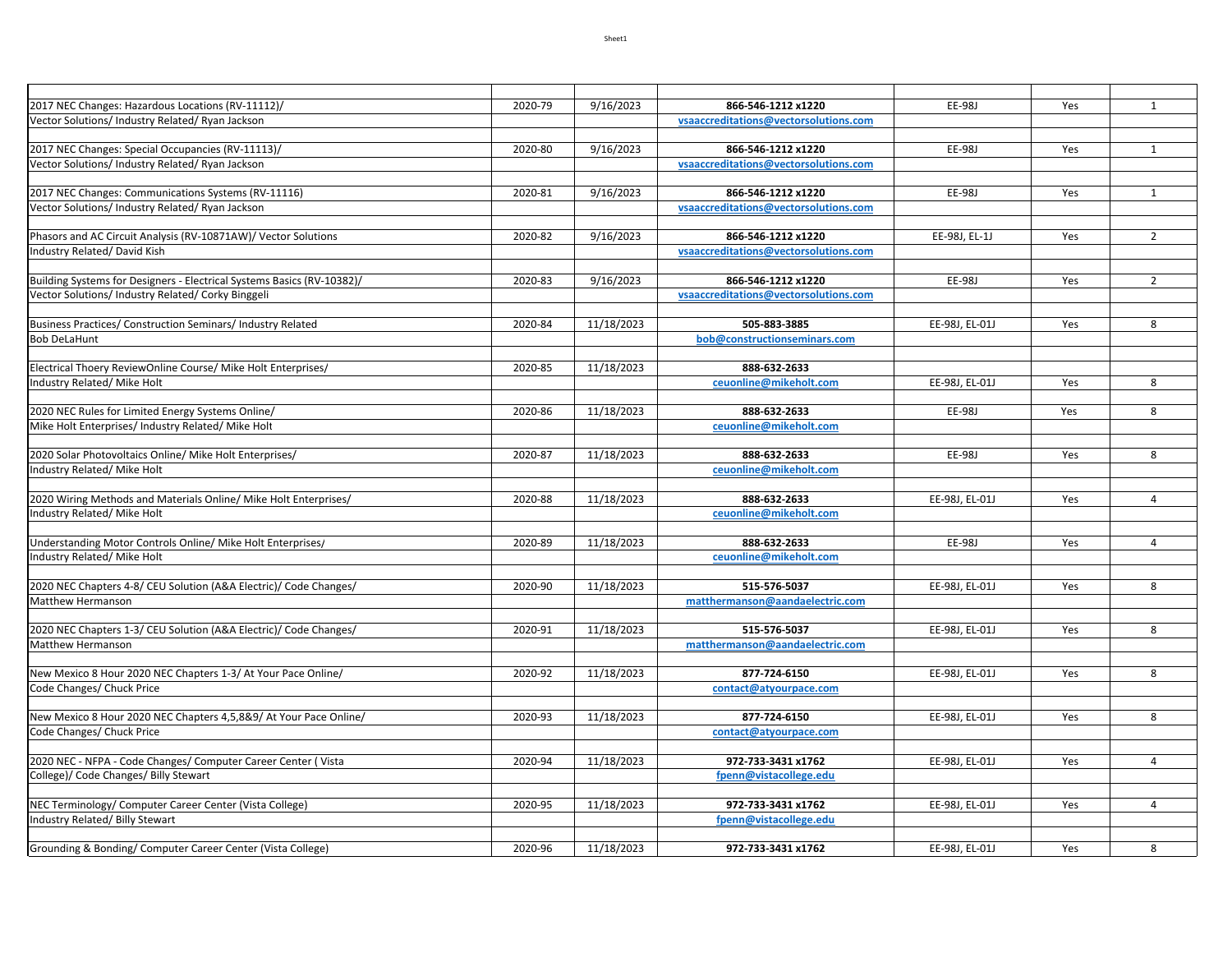| | | | | | | |
|---|---|---|---|---|---|---|
| 2017 NEC Changes: Hazardous Locations (RV-11112)/ | 2020-79 | 9/16/2023 | **866-546-1212 x1220** | EE-98J | Yes | 1 |
| Vector Solutions/ Industry Related/ Ryan Jackson | | | **vsaaccreditations@vectorsolutions.com** | | | |
| | | | | | | |
| 2017 NEC Changes: Special Occupancies (RV-11113)/ | 2020-80 | 9/16/2023 | **866-546-1212 x1220** | EE-98J | Yes | 1 |
| Vector Solutions/ Industry Related/ Ryan Jackson | | | **vsaaccreditations@vectorsolutions.com** | | | |
| | | | | | | |
| 2017 NEC Changes: Communications Systems (RV-11116) | 2020-81 | 9/16/2023 | **866-546-1212 x1220** | EE-98J | Yes | 1 |
| Vector Solutions/ Industry Related/ Ryan Jackson | | | **vsaaccreditations@vectorsolutions.com** | | | |
| | | | | | | |
| Phasors and AC Circuit Analysis (RV-10871AW)/ Vector Solutions | 2020-82 | 9/16/2023 | **866-546-1212 x1220** | EE-98J, EL-1J | Yes | 2 |
| Industry Related/ David Kish | | | **vsaaccreditations@vectorsolutions.com** | | | |
| | | | | | | |
| Building Systems for Designers - Electrical Systems Basics (RV-10382)/ | 2020-83 | 9/16/2023 | **866-546-1212 x1220** | EE-98J | Yes | 2 |
| Vector Solutions/ Industry Related/ Corky Binggeli | | | **vsaaccreditations@vectorsolutions.com** | | | |
| | | | | | | |
| Business Practices/ Construction Seminars/ Industry Related | 2020-84 | 11/18/2023 | **505-883-3885** | EE-98J, EL-01J | Yes | 8 |
| Bob DeLaHunt | | | **bob@constructionseminars.com** | | | |
| | | | | | | |
| Electrical Thoery ReviewOnline Course/ Mike Holt Enterprises/ | 2020-85 | 11/18/2023 | **888-632-2633** | | | |
| Industry Related/ Mike Holt | | | **ceuonline@mikeholt.com** | EE-98J, EL-01J | Yes | 8 |
| | | | | | | |
| 2020 NEC Rules for Limited Energy Systems Online/ | 2020-86 | 11/18/2023 | **888-632-2633** | EE-98J | Yes | 8 |
| Mike Holt Enterprises/ Industry Related/ Mike Holt | | | **ceuonline@mikeholt.com** | | | |
| | | | | | | |
| 2020 Solar Photovoltaics Online/ Mike Holt Enterprises/ | 2020-87 | 11/18/2023 | **888-632-2633** | EE-98J | Yes | 8 |
| Industry Related/ Mike Holt | | | **ceuonline@mikeholt.com** | | | |
| | | | | | | |
| 2020 Wiring Methods and Materials Online/ Mike Holt Enterprises/ | 2020-88 | 11/18/2023 | **888-632-2633** | EE-98J, EL-01J | Yes | 4 |
| Industry Related/ Mike Holt | | | **ceuonline@mikeholt.com** | | | |
| | | | | | | |
| Understanding Motor Controls Online/ Mike Holt Enterprises/ | 2020-89 | 11/18/2023 | **888-632-2633** | EE-98J | Yes | 4 |
| Industry Related/ Mike Holt | | | **ceuonline@mikeholt.com** | | | |
| | | | | | | |
| 2020 NEC Chapters 4-8/ CEU Solution (A&A Electric)/ Code Changes/ | 2020-90 | 11/18/2023 | **515-576-5037** | EE-98J, EL-01J | Yes | 8 |
| Matthew Hermanson | | | **matthermanson@aandaelectric.com** | | | |
| | | | | | | |
| 2020 NEC Chapters 1-3/ CEU Solution (A&A Electric)/ Code Changes/ | 2020-91 | 11/18/2023 | **515-576-5037** | EE-98J, EL-01J | Yes | 8 |
| Matthew Hermanson | | | **matthermanson@aandaelectric.com** | | | |
| | | | | | | |
| New Mexico 8 Hour 2020 NEC Chapters 1-3/ At Your Pace Online/ | 2020-92 | 11/18/2023 | **877-724-6150** | EE-98J, EL-01J | Yes | 8 |
| Code Changes/ Chuck Price | | | **contact@atyourpace.com** | | | |
| | | | | | | |
| New Mexico 8 Hour 2020 NEC Chapters 4,5,8&9/ At Your Pace Online/ | 2020-93 | 11/18/2023 | **877-724-6150** | EE-98J, EL-01J | Yes | 8 |
| Code Changes/ Chuck Price | | | **contact@atyourpace.com** | | | |
| | | | | | | |
| 2020 NEC - NFPA - Code Changes/ Computer Career Center ( Vista | 2020-94 | 11/18/2023 | **972-733-3431 x1762** | EE-98J, EL-01J | Yes | 4 |
| College)/ Code Changes/ Billy Stewart | | | **fpenn@vistacollege.edu** | | | |
| | | | | | | |
| NEC Terminology/ Computer Career Center (Vista College) | 2020-95 | 11/18/2023 | **972-733-3431 x1762** | EE-98J, EL-01J | Yes | 4 |
| Industry Related/ Billy Stewart | | | **fpenn@vistacollege.edu** | | | |
| | | | | | | |
| Grounding & Bonding/ Computer Career Center (Vista College) | 2020-96 | 11/18/2023 | **972-733-3431 x1762** | EE-98J, EL-01J | Yes | 8 |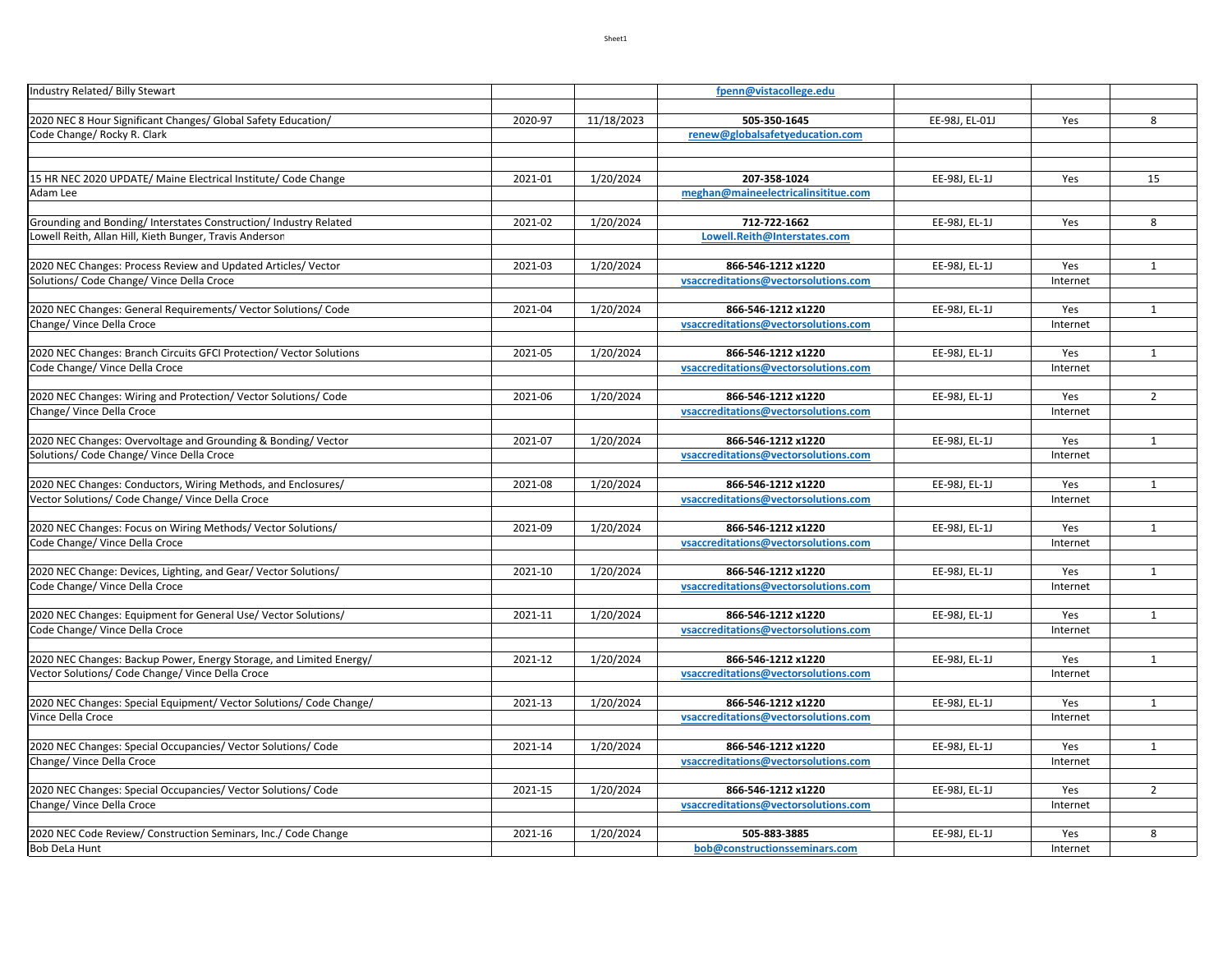| | | | | | | |
|---|---|---|---|---|---|---|
| Industry Related/ Billy Stewart | | | **fpenn@vistacollege.edu** | | | |
| | | | | | | |
| 2020 NEC 8 Hour Significant Changes/ Global Safety Education/ | 2020-97 | 11/18/2023 | **505-350-1645** | EE-98J, EL-01J | Yes | 8 |
| Code Change/ Rocky R. Clark | | | **renew@globalsafetyeducation.com** | | | |
| | | | | | | |
| | | | | | | |
| 15 HR NEC 2020 UPDATE/ Maine Electrical Institute/ Code Change | 2021-01 | 1/20/2024 | **207-358-1024** | EE-98J, EL-1J | Yes | 15 |
| Adam Lee | | | **meghan@maineelectricalinsititue.com** | | | |
| | | | | | | |
| Grounding and Bonding/ Interstates Construction/ Industry Related | 2021-02 | 1/20/2024 | **712-722-1662** | EE-98J, EL-1J | Yes | 8 |
| Lowell Reith, Allan Hill, Kieth Bunger, Travis Anderson | | | **Lowell.Reith@Interstates.com** | | | |
| | | | | | | |
| 2020 NEC Changes: Process Review and Updated Articles/ Vector | 2021-03 | 1/20/2024 | **866-546-1212 x1220** | EE-98J, EL-1J | Yes | 1 |
| Solutions/ Code Change/ Vince Della Croce | | | **vsaccreditations@vectorsolutions.com** | | Internet | |
| | | | | | | |
| 2020 NEC Changes: General Requirements/ Vector Solutions/ Code | 2021-04 | 1/20/2024 | **866-546-1212 x1220** | EE-98J, EL-1J | Yes | 1 |
| Change/ Vince Della Croce | | | **vsaccreditations@vectorsolutions.com** | | Internet | |
| | | | | | | |
| 2020 NEC Changes: Branch Circuits GFCI Protection/ Vector Solutions | 2021-05 | 1/20/2024 | **866-546-1212 x1220** | EE-98J, EL-1J | Yes | 1 |
| Code Change/ Vince Della Croce | | | **vsaccreditations@vectorsolutions.com** | | Internet | |
| | | | | | | |
| 2020 NEC Changes: Wiring and Protection/ Vector Solutions/ Code | 2021-06 | 1/20/2024 | **866-546-1212 x1220** | EE-98J, EL-1J | Yes | 2 |
| Change/ Vince Della Croce | | | **vsaccreditations@vectorsolutions.com** | | Internet | |
| | | | | | | |
| 2020 NEC Changes: Overvoltage and Grounding & Bonding/ Vector | 2021-07 | 1/20/2024 | **866-546-1212 x1220** | EE-98J, EL-1J | Yes | 1 |
| Solutions/ Code Change/ Vince Della Croce | | | **vsaccreditations@vectorsolutions.com** | | Internet | |
| | | | | | | |
| 2020 NEC Changes: Conductors, Wiring Methods, and Enclosures/ | 2021-08 | 1/20/2024 | **866-546-1212 x1220** | EE-98J, EL-1J | Yes | 1 |
| Vector Solutions/ Code Change/ Vince Della Croce | | | **vsaccreditations@vectorsolutions.com** | | Internet | |
| | | | | | | |
| 2020 NEC Changes: Focus on Wiring Methods/ Vector Solutions/ | 2021-09 | 1/20/2024 | **866-546-1212 x1220** | EE-98J, EL-1J | Yes | 1 |
| Code Change/ Vince Della Croce | | | **vsaccreditations@vectorsolutions.com** | | Internet | |
| | | | | | | |
| 2020 NEC Change: Devices, Lighting, and Gear/ Vector Solutions/ | 2021-10 | 1/20/2024 | **866-546-1212 x1220** | EE-98J, EL-1J | Yes | 1 |
| Code Change/ Vince Della Croce | | | **vsaccreditations@vectorsolutions.com** | | Internet | |
| | | | | | | |
| 2020 NEC Changes: Equipment for General Use/ Vector Solutions/ | 2021-11 | 1/20/2024 | **866-546-1212 x1220** | EE-98J, EL-1J | Yes | 1 |
| Code Change/ Vince Della Croce | | | **vsaccreditations@vectorsolutions.com** | | Internet | |
| | | | | | | |
| 2020 NEC Changes: Backup Power, Energy Storage, and Limited Energy/ | 2021-12 | 1/20/2024 | **866-546-1212 x1220** | EE-98J, EL-1J | Yes | 1 |
| Vector Solutions/ Code Change/ Vince Della Croce | | | **vsaccreditations@vectorsolutions.com** | | Internet | |
| | | | | | | |
| 2020 NEC Changes: Special Equipment/ Vector Solutions/ Code Change/ | 2021-13 | 1/20/2024 | **866-546-1212 x1220** | EE-98J, EL-1J | Yes | 1 |
| Vince Della Croce | | | **vsaccreditations@vectorsolutions.com** | | Internet | |
| | | | | | | |
| 2020 NEC Changes: Special Occupancies/ Vector Solutions/ Code | 2021-14 | 1/20/2024 | **866-546-1212 x1220** | EE-98J, EL-1J | Yes | 1 |
| Change/ Vince Della Croce | | | **vsaccreditations@vectorsolutions.com** | | Internet | |
| | | | | | | |
| 2020 NEC Changes: Special Occupancies/ Vector Solutions/ Code | 2021-15 | 1/20/2024 | **866-546-1212 x1220** | EE-98J, EL-1J | Yes | 2 |
| Change/ Vince Della Croce | | | **vsaccreditations@vectorsolutions.com** | | Internet | |
| | | | | | | |
| 2020 NEC Code Review/ Construction Seminars, Inc./ Code Change | 2021-16 | 1/20/2024 | **505-883-3885** | EE-98J, EL-1J | Yes | 8 |
| Bob DeLa Hunt | | | **bob@constructionsseminars.com** | | Internet | |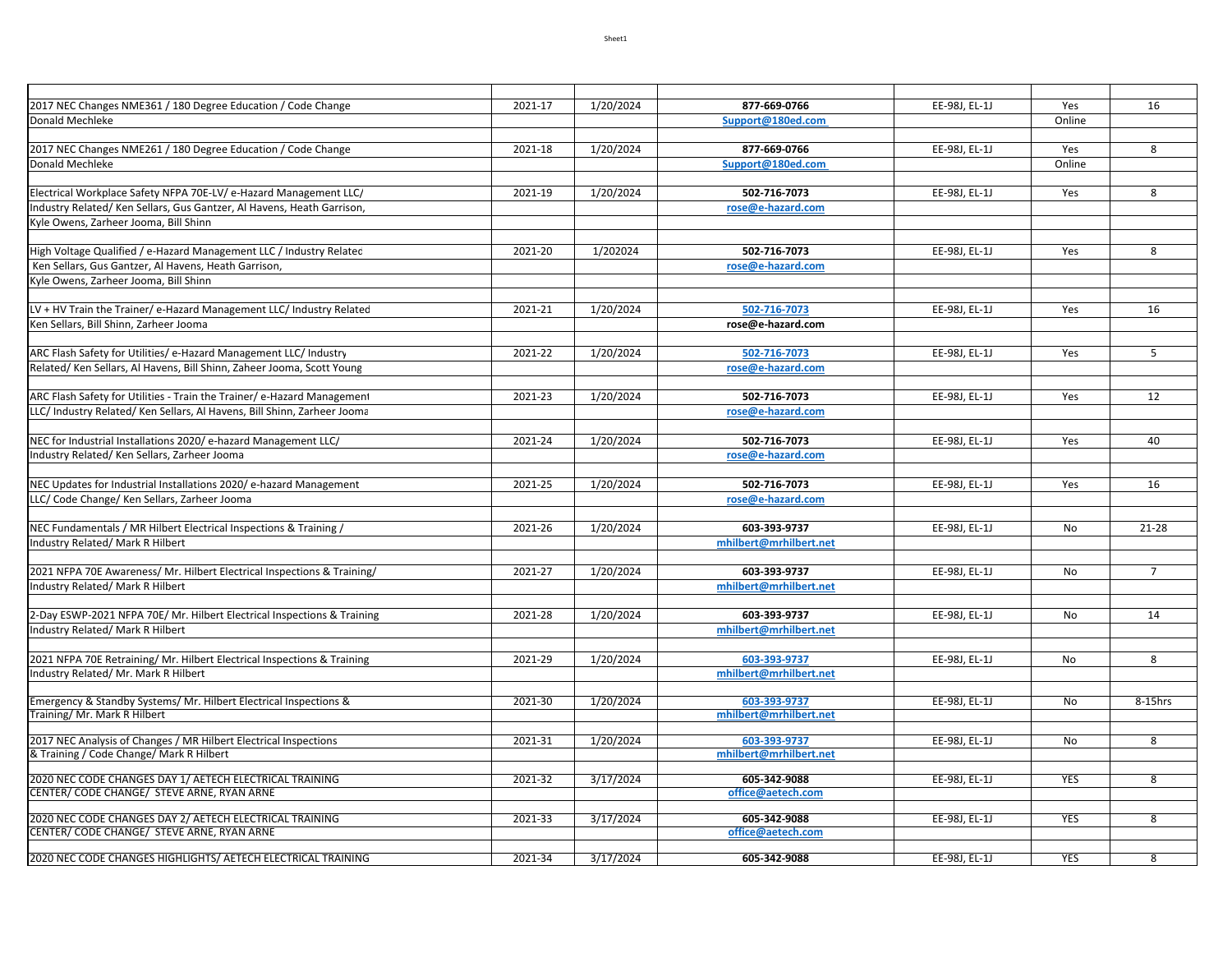| | | | | | | |
|---|---|---|---|---|---|---|
| 2017 NEC Changes NME361 / 180 Degree Education / Code Change | 2021-17 | 1/20/2024 | **877-669-0766** | EE-98J, EL-1J | Yes | 16 |
| Donald Mechleke | | | **Support@180ed.com** | | Online | |
| | | | | | | |
| 2017 NEC Changes NME261 / 180 Degree Education / Code Change | 2021-18 | 1/20/2024 | **877-669-0766** | EE-98J, EL-1J | Yes | 8 |
| Donald Mechleke | | | **Support@180ed.com** | | Online | |
| | | | | | | |
| Electrical Workplace Safety NFPA 70E-LV/ e-Hazard Management LLC/ | 2021-19 | 1/20/2024 | **502-716-7073** | EE-98J, EL-1J | Yes | 8 |
| Industry Related/ Ken Sellars, Gus Gantzer, Al Havens, Heath Garrison, | | | **rose@e-hazard.com** | | | |
| Kyle Owens, Zarheer Jooma, Bill Shinn | | | | | | |
| | | | | | | |
| High Voltage Qualified / e-Hazard Management LLC / Industry Related | 2021-20 | 1/202024 | **502-716-7073** | EE-98J, EL-1J | Yes | 8 |
| Ken Sellars, Gus Gantzer, Al Havens, Heath Garrison, | | | **rose@e-hazard.com** | | | |
| Kyle Owens, Zarheer Jooma, Bill Shinn | | | | | | |
| | | | | | | |
| LV + HV Train the Trainer/ e-Hazard Management LLC/ Industry Related | 2021-21 | 1/20/2024 | **502-716-7073** | EE-98J, EL-1J | Yes | 16 |
| Ken Sellars, Bill Shinn, Zarheer Jooma | | | **rose@e-hazard.com** | | | |
| | | | | | | |
| ARC Flash Safety for Utilities/ e-Hazard Management LLC/ Industry | 2021-22 | 1/20/2024 | **502-716-7073** | EE-98J, EL-1J | Yes | 5 |
| Related/ Ken Sellars, Al Havens, Bill Shinn, Zaheer Jooma, Scott Young | | | **rose@e-hazard.com** | | | |
| | | | | | | |
| ARC Flash Safety for Utilities - Train the Trainer/ e-Hazard Management | 2021-23 | 1/20/2024 | **502-716-7073** | EE-98J, EL-1J | Yes | 12 |
| LLC/ Industry Related/ Ken Sellars, Al Havens, Bill Shinn, Zarheer Jooma | | | **rose@e-hazard.com** | | | |
| | | | | | | |
| NEC for Industrial Installations 2020/ e-hazard Management LLC/ | 2021-24 | 1/20/2024 | **502-716-7073** | EE-98J, EL-1J | Yes | 40 |
| Industry Related/ Ken Sellars, Zarheer Jooma | | | **rose@e-hazard.com** | | | |
| | | | | | | |
| NEC Updates for Industrial Installations 2020/ e-hazard Management | 2021-25 | 1/20/2024 | **502-716-7073** | EE-98J, EL-1J | Yes | 16 |
| LLC/ Code Change/ Ken Sellars, Zarheer Jooma | | | **rose@e-hazard.com** | | | |
| | | | | | | |
| NEC Fundamentals / MR Hilbert Electrical Inspections & Training / | 2021-26 | 1/20/2024 | **603-393-9737** | EE-98J, EL-1J | No | 21-28 |
| Industry Related/ Mark R Hilbert | | | **mhilbert@mrhilbert.net** | | | |
| | | | | | | |
| 2021 NFPA 70E Awareness/ Mr. Hilbert Electrical Inspections & Training/ | 2021-27 | 1/20/2024 | **603-393-9737** | EE-98J, EL-1J | No | 7 |
| Industry Related/ Mark R Hilbert | | | **mhilbert@mrhilbert.net** | | | |
| | | | | | | |
| 2-Day ESWP-2021 NFPA 70E/ Mr. Hilbert Electrical Inspections & Training | 2021-28 | 1/20/2024 | **603-393-9737** | EE-98J, EL-1J | No | 14 |
| Industry Related/ Mark R Hilbert | | | **mhilbert@mrhilbert.net** | | | |
| | | | | | | |
| 2021 NFPA 70E Retraining/ Mr. Hilbert Electrical Inspections & Training | 2021-29 | 1/20/2024 | **603-393-9737** | EE-98J, EL-1J | No | 8 |
| Industry Related/ Mr. Mark R Hilbert | | | **mhilbert@mrhilbert.net** | | | |
| | | | | | | |
| Emergency & Standby Systems/ Mr. Hilbert Electrical Inspections & | 2021-30 | 1/20/2024 | **603-393-9737** | EE-98J, EL-1J | No | 8-15hrs |
| Training/ Mr. Mark R Hilbert | | | **mhilbert@mrhilbert.net** | | | |
| | | | | | | |
| 2017 NEC Analysis of Changes / MR Hilbert Electrical Inspections | 2021-31 | 1/20/2024 | **603-393-9737** | EE-98J, EL-1J | No | 8 |
| & Training / Code Change/ Mark R Hilbert | | | **mhilbert@mrhilbert.net** | | | |
| | | | | | | |
| 2020 NEC CODE CHANGES DAY 1/ AETECH ELECTRICAL TRAINING | 2021-32 | 3/17/2024 | **605-342-9088** | EE-98J, EL-1J | YES | 8 |
| CENTER/ CODE CHANGE/ STEVE ARNE, RYAN ARNE | | | **office@aetech.com** | | | |
| | | | | | | |
| 2020 NEC CODE CHANGES DAY 2/ AETECH ELECTRICAL TRAINING | 2021-33 | 3/17/2024 | **605-342-9088** | EE-98J, EL-1J | YES | 8 |
| CENTER/ CODE CHANGE/ STEVE ARNE, RYAN ARNE | | | **office@aetech.com** | | | |
| | | | | | | |
| 2020 NEC CODE CHANGES HIGHLIGHTS/ AETECH ELECTRICAL TRAINING | 2021-34 | 3/17/2024 | **605-342-9088** | EE-98J, EL-1J | YES | 8 |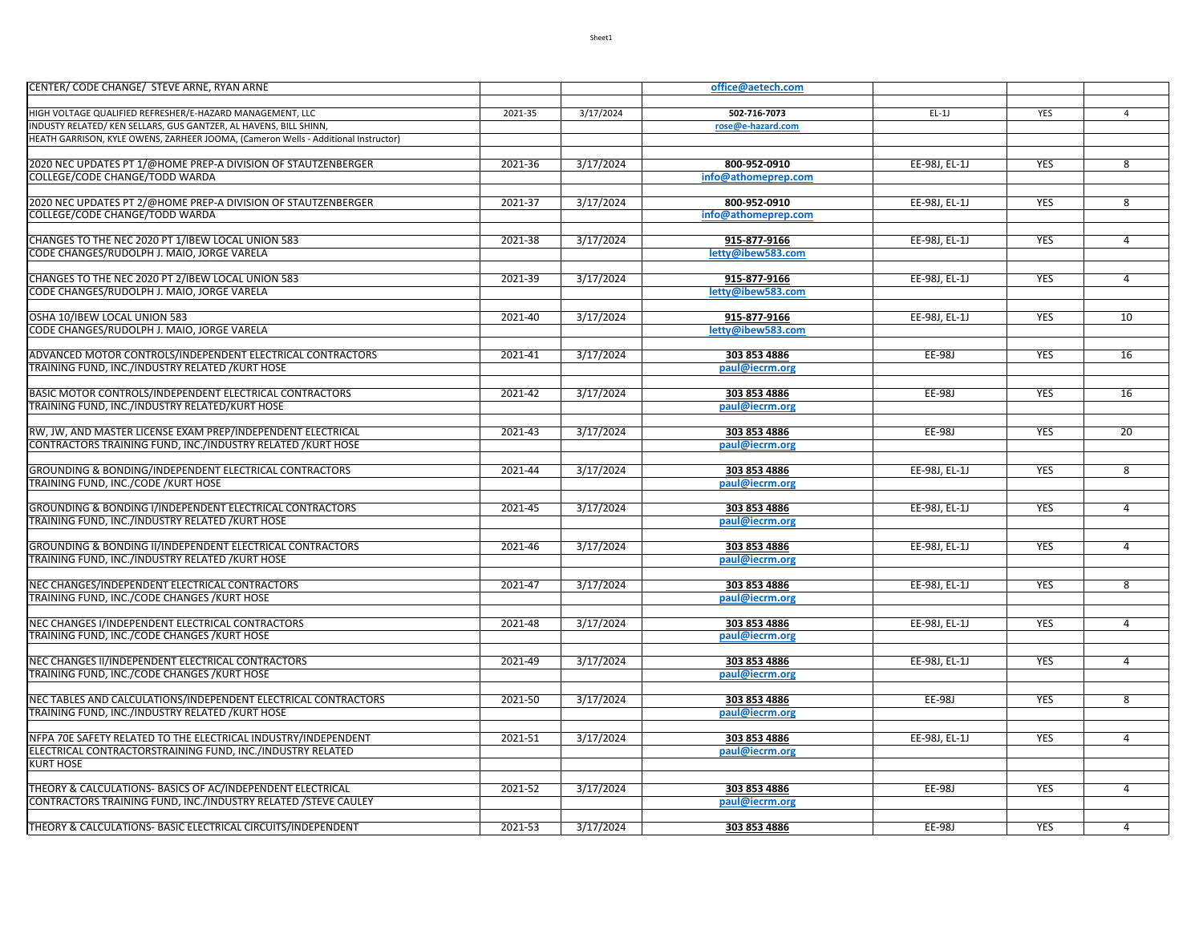| | | | | | | |
|---|---|---|---|---|---|---|
| CENTER/ CODE CHANGE/ STEVE ARNE, RYAN ARNE | | | office@aetech.com | | | |
| | | | | | | |
| HIGH VOLTAGE QUALIFIED REFRESHER/E-HAZARD MANAGEMENT, LLC | 2021-35 | 3/17/2024 | 502-716-7073 | EL-1J | YES | 4 |
| INDUSTY RELATED/ KEN SELLARS, GUS GANTZER, AL HAVENS, BILL SHINN, | | | rose@e-hazard.com | | | |
| HEATH GARRISON, KYLE OWENS, ZARHEER JOOMA, (Cameron Wells - Additional Instructor) | | | | | | |
| | | | | | | |
| 2020 NEC UPDATES PT 1/@HOME PREP-A DIVISION OF STAUTZENBERGER | 2021-36 | 3/17/2024 | 800-952-0910 | EE-98J, EL-1J | YES | 8 |
| COLLEGE/CODE CHANGE/TODD WARDA | | | info@athomeprep.com | | | |
| | | | | | | |
| 2020 NEC UPDATES PT 2/@HOME PREP-A DIVISION OF STAUTZENBERGER | 2021-37 | 3/17/2024 | 800-952-0910 | EE-98J, EL-1J | YES | 8 |
| COLLEGE/CODE CHANGE/TODD WARDA | | | info@athomeprep.com | | | |
| | | | | | | |
| CHANGES TO THE NEC 2020 PT 1/IBEW LOCAL UNION 583 | 2021-38 | 3/17/2024 | 915-877-9166 | EE-98J, EL-1J | YES | 4 |
| CODE CHANGES/RUDOLPH J. MAIO, JORGE VARELA | | | letty@ibew583.com | | | |
| | | | | | | |
| CHANGES TO THE NEC 2020 PT 2/IBEW LOCAL UNION 583 | 2021-39 | 3/17/2024 | 915-877-9166 | EE-98J, EL-1J | YES | 4 |
| CODE CHANGES/RUDOLPH J. MAIO, JORGE VARELA | | | letty@ibew583.com | | | |
| | | | | | | |
| OSHA 10/IBEW LOCAL UNION 583 | 2021-40 | 3/17/2024 | 915-877-9166 | EE-98J, EL-1J | YES | 10 |
| CODE CHANGES/RUDOLPH J. MAIO, JORGE VARELA | | | letty@ibew583.com | | | |
| | | | | | | |
| ADVANCED MOTOR CONTROLS/INDEPENDENT ELECTRICAL CONTRACTORS | 2021-41 | 3/17/2024 | 303 853 4886 | EE-98J | YES | 16 |
| TRAINING FUND, INC./INDUSTRY RELATED /KURT HOSE | | | paul@iecrm.org | | | |
| | | | | | | |
| BASIC MOTOR CONTROLS/INDEPENDENT ELECTRICAL CONTRACTORS | 2021-42 | 3/17/2024 | 303 853 4886 | EE-98J | YES | 16 |
| TRAINING FUND, INC./INDUSTRY RELATED/KURT HOSE | | | paul@iecrm.org | | | |
| | | | | | | |
| RW, JW, AND MASTER LICENSE EXAM PREP/INDEPENDENT ELECTRICAL | 2021-43 | 3/17/2024 | 303 853 4886 | EE-98J | YES | 20 |
| CONTRACTORS TRAINING FUND, INC./INDUSTRY RELATED /KURT HOSE | | | paul@iecrm.org | | | |
| | | | | | | |
| GROUNDING & BONDING/INDEPENDENT ELECTRICAL CONTRACTORS | 2021-44 | 3/17/2024 | 303 853 4886 | EE-98J, EL-1J | YES | 8 |
| TRAINING FUND, INC./CODE /KURT HOSE | | | paul@iecrm.org | | | |
| | | | | | | |
| GROUNDING & BONDING I/INDEPENDENT ELECTRICAL CONTRACTORS | 2021-45 | 3/17/2024 | 303 853 4886 | EE-98J, EL-1J | YES | 4 |
| TRAINING FUND, INC./INDUSTRY RELATED /KURT HOSE | | | paul@iecrm.org | | | |
| | | | | | | |
| GROUNDING & BONDING II/INDEPENDENT ELECTRICAL CONTRACTORS | 2021-46 | 3/17/2024 | 303 853 4886 | EE-98J, EL-1J | YES | 4 |
| TRAINING FUND, INC./INDUSTRY RELATED /KURT HOSE | | | paul@iecrm.org | | | |
| | | | | | | |
| NEC CHANGES/INDEPENDENT ELECTRICAL CONTRACTORS | 2021-47 | 3/17/2024 | 303 853 4886 | EE-98J, EL-1J | YES | 8 |
| TRAINING FUND, INC./CODE CHANGES /KURT HOSE | | | paul@iecrm.org | | | |
| | | | | | | |
| NEC CHANGES I/INDEPENDENT ELECTRICAL CONTRACTORS | 2021-48 | 3/17/2024 | 303 853 4886 | EE-98J, EL-1J | YES | 4 |
| TRAINING FUND, INC./CODE CHANGES /KURT HOSE | | | paul@iecrm.org | | | |
| | | | | | | |
| NEC CHANGES II/INDEPENDENT ELECTRICAL CONTRACTORS | 2021-49 | 3/17/2024 | 303 853 4886 | EE-98J, EL-1J | YES | 4 |
| TRAINING FUND, INC./CODE CHANGES /KURT HOSE | | | paul@iecrm.org | | | |
| | | | | | | |
| NEC TABLES AND CALCULATIONS/INDEPENDENT ELECTRICAL CONTRACTORS | 2021-50 | 3/17/2024 | 303 853 4886 | EE-98J | YES | 8 |
| TRAINING FUND, INC./INDUSTRY RELATED /KURT HOSE | | | paul@iecrm.org | | | |
| | | | | | | |
| NFPA 70E SAFETY RELATED TO THE ELECTRICAL INDUSTRY/INDEPENDENT | 2021-51 | 3/17/2024 | 303 853 4886 | EE-98J, EL-1J | YES | 4 |
| ELECTRICAL CONTRACTORSTRAINING FUND, INC./INDUSTRY RELATED | | | paul@iecrm.org | | | |
| KURT HOSE | | | | | | |
| | | | | | | |
| THEORY & CALCULATIONS- BASICS OF AC/INDEPENDENT ELECTRICAL | 2021-52 | 3/17/2024 | 303 853 4886 | EE-98J | YES | 4 |
| CONTRACTORS TRAINING FUND, INC./INDUSTRY RELATED /STEVE CAULEY | | | paul@iecrm.org | | | |
| | | | | | | |
| THEORY & CALCULATIONS- BASIC ELECTRICAL CIRCUITS/INDEPENDENT | 2021-53 | 3/17/2024 | 303 853 4886 | EE-98J | YES | 4 |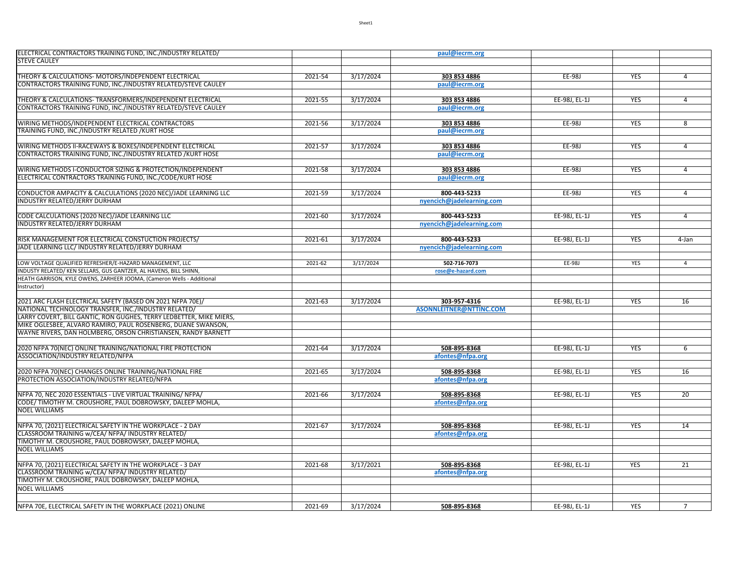| | | | | | | |
|---|---|---|---|---|---|---|
| ELECTRICAL CONTRACTORS TRAINING FUND, INC./INDUSTRY RELATED/ | | | paul@iecrm.org | | | |
| STEVE CAULEY | | | | | | |
| | | | | | | |
| THEORY & CALCULATIONS- MOTORS/INDEPENDENT ELECTRICAL | 2021-54 | 3/17/2024 | 303 853 4886 | EE-98J | YES | 4 |
| CONTRACTORS TRAINING FUND, INC./INDUSTRY RELATED/STEVE CAULEY | | | paul@iecrm.org | | | |
| | | | | | | |
| THEORY & CALCULATIONS- TRANSFORMERS/INDEPENDENT ELECTRICAL | 2021-55 | 3/17/2024 | 303 853 4886 | EE-98J, EL-1J | YES | 4 |
| CONTRACTORS TRAINING FUND, INC./INDUSTRY RELATED/STEVE CAULEY | | | paul@iecrm.org | | | |
| | | | | | | |
| WIRING METHODS/INDEPENDENT ELECTRICAL CONTRACTORS | 2021-56 | 3/17/2024 | 303 853 4886 | EE-98J | YES | 8 |
| TRAINING FUND, INC./INDUSTRY RELATED /KURT HOSE | | | paul@iecrm.org | | | |
| | | | | | | |
| WIRING METHODS II-RACEWAYS & BOXES/INDEPENDENT ELECTRICAL | 2021-57 | 3/17/2024 | 303 853 4886 | EE-98J | YES | 4 |
| CONTRACTORS TRAINING FUND, INC./INDUSTRY RELATED /KURT HOSE | | | paul@iecrm.org | | | |
| | | | | | | |
| WIRING METHODS I-CONDUCTOR SIZING & PROTECTION/INDEPENDENT | 2021-58 | 3/17/2024 | 303 853 4886 | EE-98J | YES | 4 |
| ELECTRICAL CONTRACTORS TRAINING FUND, INC./CODE/KURT HOSE | | | paul@iecrm.org | | | |
| | | | | | | |
| CONDUCTOR AMPACITY & CALCULATIONS (2020 NEC)/JADE LEARNING LLC | 2021-59 | 3/17/2024 | 800-443-5233 | EE-98J | YES | 4 |
| INDUSTRY RELATED/JERRY DURHAM | | | nyencich@jadelearning.com | | | |
| | | | | | | |
| CODE CALCULATIONS (2020 NEC)/JADE LEARNING LLC | 2021-60 | 3/17/2024 | 800-443-5233 | EE-98J, EL-1J | YES | 4 |
| INDUSTRY RELATED/JERRY DURHAM | | | nyencich@jadelearning.com | | | |
| | | | | | | |
| RISK MANAGEMENT FOR ELECTRICAL CONSTUCTION PROJECTS/ | 2021-61 | 3/17/2024 | 800-443-5233 | EE-98J, EL-1J | YES | 4-Jan |
| JADE LEARNING LLC/ INDUSTRY RELATED/JERRY DURHAM | | | nyencich@jadelearning.com | | | |
| | | | | | | |
| LOW VOLTAGE QUALIFIED REFRESHER/E-HAZARD MANAGEMENT, LLC | 2021-62 | 3/17/2024 | 502-716-7073 | EE-98J | YES | 4 |
| INDUSTY RELATED/ KEN SELLARS, GUS GANTZER, AL HAVENS, BILL SHINN, | | | rose@e-hazard.com | | | |
| HEATH GARRISON, KYLE OWENS, ZARHEER JOOMA, (Cameron Wells - Additional | | | | | | |
| Instructor) | | | | | | |
| | | | | | | |
| 2021 ARC FLASH ELECTRICAL SAFETY (BASED ON 2021 NFPA 70E)/ | 2021-63 | 3/17/2024 | 303-957-4316 | EE-98J, EL-1J | YES | 16 |
| NATIONAL TECHNOLOGY TRANSFER, INC./INDUSTRY RELATED/ | | | ASONNLEITNER@NTTINC.COM | | | |
| LARRY COVERT, BILL GANTIC, RON GUGHES, TERRY LEDBETTER, MIKE MIERS, | | | | | | |
| MIKE OGLESBEE, ALVARO RAMIRO, PAUL ROSENBERG, DUANE SWANSON, | | | | | | |
| WAYNE RIVERS, DAN HOLMBERG, ORSON CHRISTIANSEN, RANDY BARNETT | | | | | | |
| | | | | | | |
| 2020 NFPA 70(NEC) ONLINE TRAINING/NATIONAL FIRE PROTECTION | 2021-64 | 3/17/2024 | 508-895-8368 | EE-98J, EL-1J | YES | 6 |
| ASSOCIATION/INDUSTRY RELATED/NFPA | | | afontes@nfpa.org | | | |
| | | | | | | |
| 2020 NFPA 70(NEC) CHANGES ONLINE TRAINING/NATIONAL FIRE | 2021-65 | 3/17/2024 | 508-895-8368 | EE-98J, EL-1J | YES | 16 |
| PROTECTION ASSOCIATION/INDUSTRY RELATED/NFPA | | | afontes@nfpa.org | | | |
| | | | | | | |
| NFPA 70, NEC 2020 ESSENTIALS - LIVE VIRTUAL TRAINING/ NFPA/ | 2021-66 | 3/17/2024 | 508-895-8368 | EE-98J, EL-1J | YES | 20 |
| CODE/ TIMOTHY M. CROUSHORE, PAUL DOBROWSKY, DALEEP MOHLA, | | | afontes@nfpa.org | | | |
| NOEL WILLIAMS | | | | | | |
| | | | | | | |
| NFPA 70, (2021) ELECTRICAL SAFETY IN THE WORKPLACE - 2 DAY | 2021-67 | 3/17/2024 | 508-895-8368 | EE-98J, EL-1J | YES | 14 |
| CLASSROOM TRAINING w/CEA/ NFPA/ INDUSTRY RELATED/ | | | afontes@nfpa.org | | | |
| TIMOTHY M. CROUSHORE, PAUL DOBROWSKY, DALEEP MOHLA, | | | | | | |
| NOEL WILLIAMS | | | | | | |
| | | | | | | |
| NFPA 70, (2021) ELECTRICAL SAFETY IN THE WORKPLACE - 3 DAY | 2021-68 | 3/17/2021 | 508-895-8368 | EE-98J, EL-1J | YES | 21 |
| CLASSROOM TRAINING w/CEA/ NFPA/ INDUSTRY RELATED/ | | | afontes@nfpa.org | | | |
| TIMOTHY M. CROUSHORE, PAUL DOBROWSKY, DALEEP MOHLA, | | | | | | |
| NOEL WILLIAMS | | | | | | |
| | | | | | | |
| NFPA 70E, ELECTRICAL SAFETY IN THE WORKPLACE (2021) ONLINE | 2021-69 | 3/17/2024 | 508-895-8368 | EE-98J, EL-1J | YES | 7 |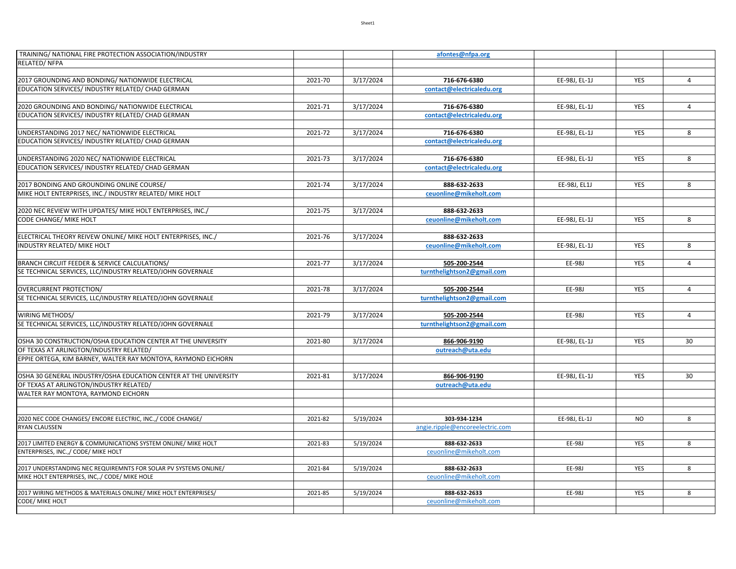| | | | | | | |
|---|---|---|---|---|---|---|
| TRAINING/ NATIONAL FIRE PROTECTION ASSOCIATION/INDUSTRY | | | afontes@nfpa.org | | | |
| RELATED/ NFPA | | | | | | |
| | | | | | | |
| 2017 GROUNDING AND BONDING/ NATIONWIDE ELECTRICAL | 2021-70 | 3/17/2024 | 716-676-6380 | EE-98J, EL-1J | YES | 4 |
| EDUCATION SERVICES/ INDUSTRY RELATED/ CHAD GERMAN | | | contact@electricaledu.org | | | |
| | | | | | | |
| 2020 GROUNDING AND BONDING/ NATIONWIDE ELECTRICAL | 2021-71 | 3/17/2024 | 716-676-6380 | EE-98J, EL-1J | YES | 4 |
| EDUCATION SERVICES/ INDUSTRY RELATED/ CHAD GERMAN | | | contact@electricaledu.org | | | |
| | | | | | | |
| UNDERSTANDING 2017 NEC/ NATIONWIDE ELECTRICAL | 2021-72 | 3/17/2024 | 716-676-6380 | EE-98J, EL-1J | YES | 8 |
| EDUCATION SERVICES/ INDUSTRY RELATED/ CHAD GERMAN | | | contact@electricaledu.org | | | |
| | | | | | | |
| UNDERSTANDING 2020 NEC/ NATIONWIDE ELECTRICAL | 2021-73 | 3/17/2024 | 716-676-6380 | EE-98J, EL-1J | YES | 8 |
| EDUCATION SERVICES/ INDUSTRY RELATED/ CHAD GERMAN | | | contact@electricaledu.org | | | |
| | | | | | | |
| 2017 BONDING AND GROUNDING ONLINE COURSE/ | 2021-74 | 3/17/2024 | 888-632-2633 | EE-98J, EL1J | YES | 8 |
| MIKE HOLT ENTERPRISES, INC./ INDUSTRY RELATED/ MIKE HOLT | | | ceuonline@mikeholt.com | | | |
| | | | | | | |
| 2020 NEC REVIEW WITH UPDATES/ MIKE HOLT ENTERPRISES, INC./ | 2021-75 | 3/17/2024 | 888-632-2633 | | | |
| CODE CHANGE/ MIKE HOLT | | | ceuonline@mikeholt.com | EE-98J, EL-1J | YES | 8 |
| | | | | | | |
| ELECTRICAL THEORY REIVEW ONLINE/ MIKE HOLT ENTERPRISES, INC./ | 2021-76 | 3/17/2024 | 888-632-2633 | | | |
| INDUSTRY RELATED/ MIKE HOLT | | | ceuonline@mikeholt.com | EE-98J, EL-1J | YES | 8 |
| | | | | | | |
| BRANCH CIRCUIT FEEDER & SERVICE CALCULATIONS/ | 2021-77 | 3/17/2024 | 505-200-2544 | EE-98J | YES | 4 |
| SE TECHNICAL SERVICES, LLC/INDUSTRY RELATED/JOHN GOVERNALE | | | turnthelightson2@gmail.com | | | |
| | | | | | | |
| OVERCURRENT PROTECTION/ | 2021-78 | 3/17/2024 | 505-200-2544 | EE-98J | YES | 4 |
| SE TECHNICAL SERVICES, LLC/INDUSTRY RELATED/JOHN GOVERNALE | | | turnthelightson2@gmail.com | | | |
| | | | | | | |
| WIRING METHODS/ | 2021-79 | 3/17/2024 | 505-200-2544 | EE-98J | YES | 4 |
| SE TECHNICAL SERVICES, LLC/INDUSTRY RELATED/JOHN GOVERNALE | | | turnthelightson2@gmail.com | | | |
| | | | | | | |
| OSHA 30 CONSTRUCTION/OSHA EDUCATION CENTER AT THE UNIVERSITY | 2021-80 | 3/17/2024 | 866-906-9190 | EE-98J, EL-1J | YES | 30 |
| OF TEXAS AT ARLINGTON/INDUSTRY RELATED/ | | | outreach@uta.edu | | | |
| EPPIE ORTEGA, KIM BARNEY, WALTER RAY MONTOYA, RAYMOND EICHORN | | | | | | |
| | | | | | | |
| OSHA 30 GENERAL INDUSTRY/OSHA EDUCATION CENTER AT THE UNIVERSITY | 2021-81 | 3/17/2024 | 866-906-9190 | EE-98J, EL-1J | YES | 30 |
| OF TEXAS AT ARLINGTON/INDUSTRY RELATED/ | | | outreach@uta.edu | | | |
| WALTER RAY MONTOYA, RAYMOND EICHORN | | | | | | |
| | | | | | | |
| | | | | | | |
| 2020 NEC CODE CHANGES/ ENCORE ELECTRIC, INC.,/ CODE CHANGE/ | 2021-82 | 5/19/2024 | 303-934-1234 | EE-98J, EL-1J | NO | 8 |
| RYAN CLAUSSEN | | | angie.ripple@encoreelectric.com | | | |
| | | | | | | |
| 2017 LIMITED ENERGY & COMMUNICATIONS SYSTEM ONLINE/ MIKE HOLT | 2021-83 | 5/19/2024 | 888-632-2633 | EE-98J | YES | 8 |
| ENTERPRISES, INC.,/ CODE/ MIKE HOLT | | | ceuonline@mikeholt.com | | | |
| | | | | | | |
| 2017 UNDERSTANDING NEC REQUIREMNTS FOR SOLAR PV SYSTEMS ONLINE/ | 2021-84 | 5/19/2024 | 888-632-2633 | EE-98J | YES | 8 |
| MIKE HOLT ENTERPRISES, INC,./ CODE/ MIKE HOLE | | | ceuonline@mikeholt.com | | | |
| | | | | | | |
| 2017 WIRING METHODS & MATERIALS ONLINE/ MIKE HOLT ENTERPRISES/ | 2021-85 | 5/19/2024 | 888-632-2633 | EE-98J | YES | 8 |
| CODE/ MIKE HOLT | | | ceuonline@mikeholt.com | | | |
| | | | | | | |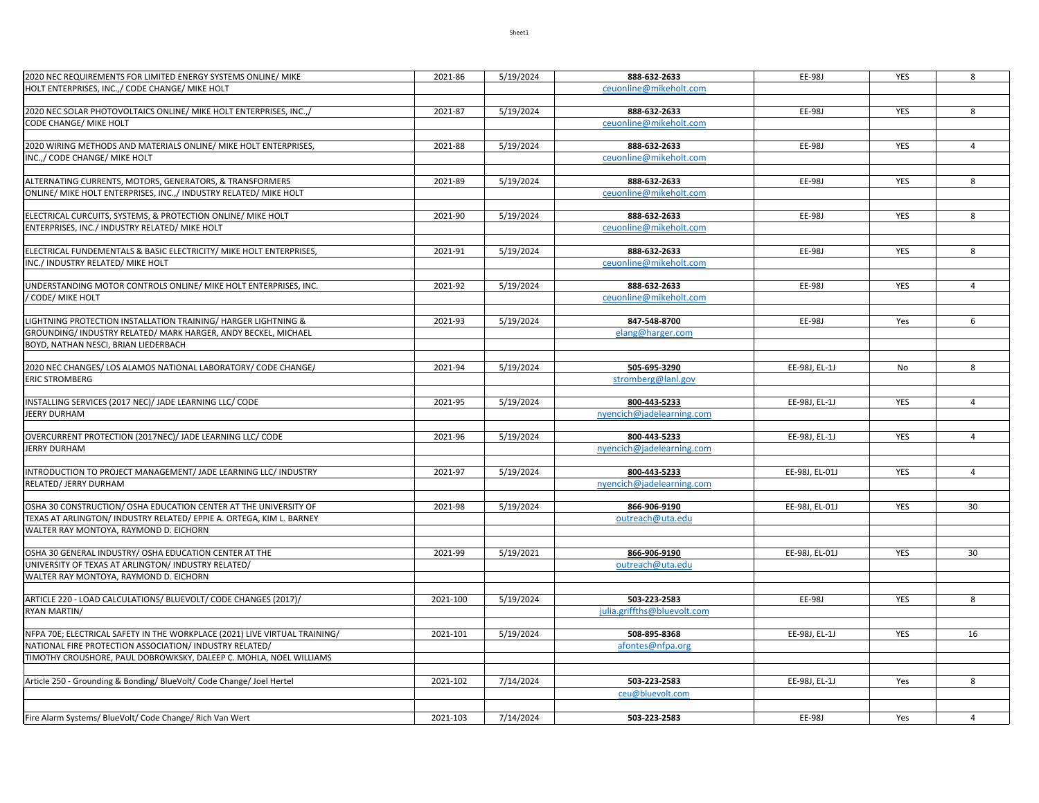| | | | | | | |
|---|---|---|---|---|---|---|
| 2020 NEC REQUIREMENTS FOR LIMITED ENERGY SYSTEMS ONLINE/ MIKE HOLT ENTERPRISES, INC.,/ CODE CHANGE/ MIKE HOLT | 2021-86 | 5/19/2024 | **888-632-2633** ceuonline@mikeholt.com | EE-98J | YES | 8 |
| 2020 NEC SOLAR PHOTOVOLTAICS ONLINE/ MIKE HOLT ENTERPRISES, INC.,/ CODE CHANGE/ MIKE HOLT | 2021-87 | 5/19/2024 | **888-632-2633** ceuonline@mikeholt.com | EE-98J | YES | 8 |
| 2020 WIRING METHODS AND MATERIALS ONLINE/ MIKE HOLT ENTERPRISES, INC.,/ CODE CHANGE/ MIKE HOLT | 2021-88 | 5/19/2024 | **888-632-2633** ceuonline@mikeholt.com | EE-98J | YES | 4 |
| ALTERNATING CURRENTS, MOTORS, GENERATORS, & TRANSFORMERS ONLINE/ MIKE HOLT ENTERPRISES, INC.,/ INDUSTRY RELATED/ MIKE HOLT | 2021-89 | 5/19/2024 | **888-632-2633** ceuonline@mikeholt.com | EE-98J | YES | 8 |
| ELECTRICAL CURCUITS, SYSTEMS, & PROTECTION ONLINE/ MIKE HOLT ENTERPRISES, INC./ INDUSTRY RELATED/ MIKE HOLT | 2021-90 | 5/19/2024 | **888-632-2633** ceuonline@mikeholt.com | EE-98J | YES | 8 |
| ELECTRICAL FUNDEMENTALS & BASIC ELECTRICITY/ MIKE HOLT ENTERPRISES, INC./ INDUSTRY RELATED/ MIKE HOLT | 2021-91 | 5/19/2024 | **888-632-2633** ceuonline@mikeholt.com | EE-98J | YES | 8 |
| UNDERSTANDING MOTOR CONTROLS ONLINE/ MIKE HOLT ENTERPRISES, INC. / CODE/ MIKE HOLT | 2021-92 | 5/19/2024 | **888-632-2633** ceuonline@mikeholt.com | EE-98J | YES | 4 |
| LIGHTNING PROTECTION INSTALLATION TRAINING/ HARGER LIGHTNING & GROUNDING/ INDUSTRY RELATED/ MARK HARGER, ANDY BECKEL, MICHAEL BOYD, NATHAN NESCI, BRIAN LIEDERBACH | 2021-93 | 5/19/2024 | **847-548-8700** elang@harger.com | EE-98J | Yes | 6 |
| 2020 NEC CHANGES/ LOS ALAMOS NATIONAL LABORATORY/ CODE CHANGE/ ERIC STROMBERG | 2021-94 | 5/19/2024 | **505-695-3290** stromberg@lanl.gov | EE-98J, EL-1J | No | 8 |
| INSTALLING SERVICES (2017 NEC)/ JADE LEARNING LLC/ CODE JEERY DURHAM | 2021-95 | 5/19/2024 | **800-443-5233** nyencich@jadelearning.com | EE-98J, EL-1J | YES | 4 |
| OVERCURRENT PROTECTION (2017NEC)/ JADE LEARNING LLC/ CODE JERRY DURHAM | 2021-96 | 5/19/2024 | **800-443-5233** nyencich@jadelearning.com | EE-98J, EL-1J | YES | 4 |
| INTRODUCTION TO PROJECT MANAGEMENT/ JADE LEARNING LLC/ INDUSTRY RELATED/ JERRY DURHAM | 2021-97 | 5/19/2024 | **800-443-5233** nyencich@jadelearning.com | EE-98J, EL-01J | YES | 4 |
| OSHA 30 CONSTRUCTION/ OSHA EDUCATION CENTER AT THE UNIVERSITY OF TEXAS AT ARLINGTON/ INDUSTRY RELATED/ EPPIE A. ORTEGA, KIM L. BARNEY WALTER RAY MONTOYA, RAYMOND D. EICHORN | 2021-98 | 5/19/2024 | **866-906-9190** outreach@uta.edu | EE-98J, EL-01J | YES | 30 |
| OSHA 30 GENERAL INDUSTRY/ OSHA EDUCATION CENTER AT THE UNIVERSITY OF TEXAS AT ARLINGTON/ INDUSTRY RELATED/ WALTER RAY MONTOYA, RAYMOND D. EICHORN | 2021-99 | 5/19/2021 | **866-906-9190** outreach@uta.edu | EE-98J, EL-01J | YES | 30 |
| ARTICLE 220 - LOAD CALCULATIONS/ BLUEVOLT/ CODE CHANGES (2017)/ RYAN MARTIN/ | 2021-100 | 5/19/2024 | **503-223-2583** julia.griffths@bluevolt.com | EE-98J | YES | 8 |
| NFPA 70E; ELECTRICAL SAFETY IN THE WORKPLACE (2021) LIVE VIRTUAL TRAINING/ NATIONAL FIRE PROTECTION ASSOCIATION/ INDUSTRY RELATED/ TIMOTHY CROUSHORE, PAUL DOBROWKSKY, DALEEP C. MOHLA, NOEL WILLIAMS | 2021-101 | 5/19/2024 | **508-895-8368** afontes@nfpa.org | EE-98J, EL-1J | YES | 16 |
| Article 250 - Grounding & Bonding/ BlueVolt/ Code Change/ Joel Hertel | 2021-102 | 7/14/2024 | **503-223-2583** ceu@bluevolt.com | EE-98J, EL-1J | Yes | 8 |
| Fire Alarm Systems/ BlueVolt/ Code Change/ Rich Van Wert | 2021-103 | 7/14/2024 | **503-223-2583** | EE-98J | Yes | 4 |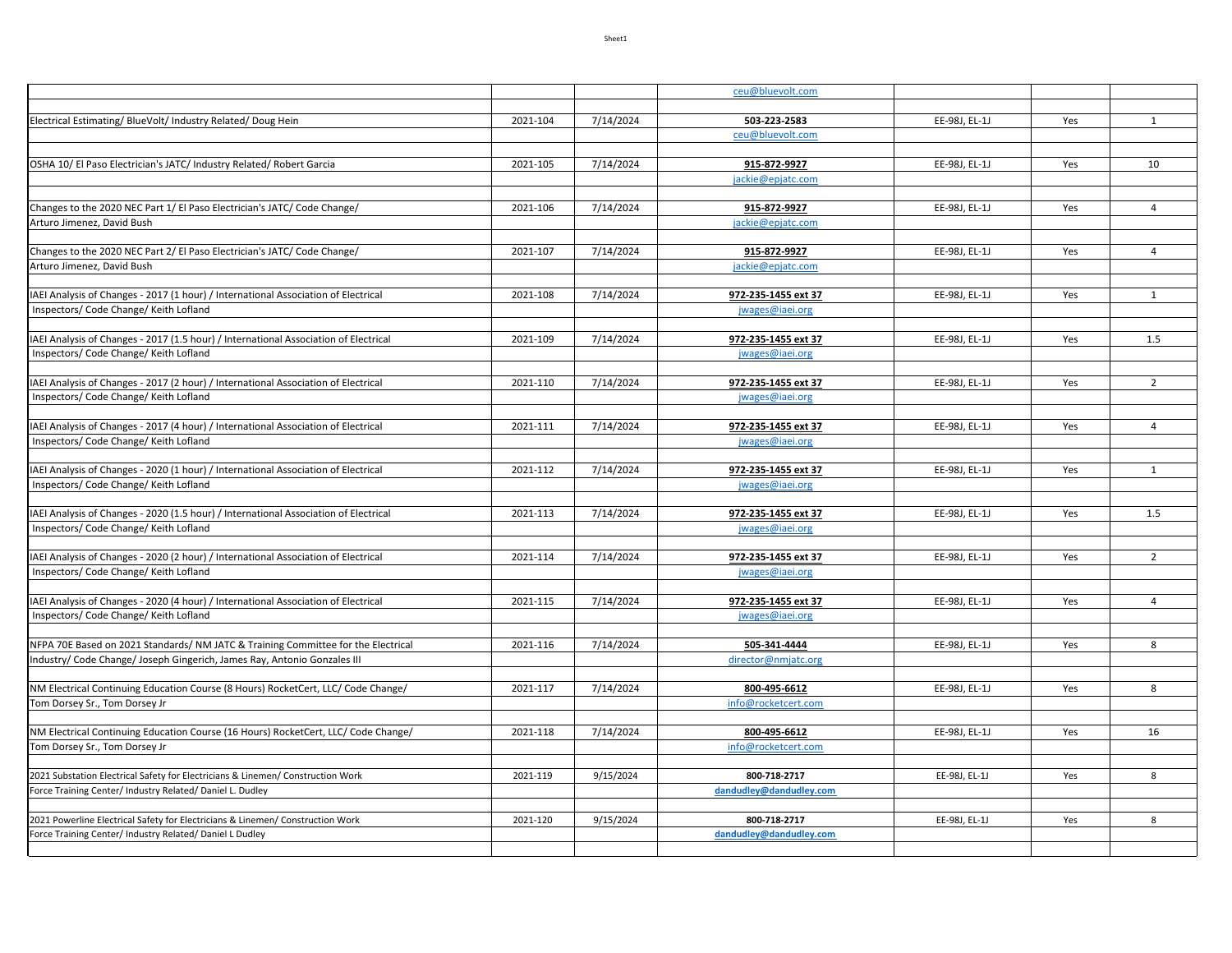| | | | | | | |
|---|---|---|---|---|---|---|
| | | | ceu@bluevolt.com | | | |
| | | | | | | |
| Electrical Estimating/ BlueVolt/ Industry Related/ Doug Hein | 2021-104 | 7/14/2024 | **503-223-2583** | EE-98J, EL-1J | Yes | 1 |
| | | | ceu@bluevolt.com | | | |
| | | | | | | |
| OSHA 10/ El Paso Electrician's JATC/ Industry Related/ Robert Garcia | 2021-105 | 7/14/2024 | **915-872-9927** | EE-98J, EL-1J | Yes | 10 |
| | | | jackie@epjatc.com | | | |
| | | | | | | |
| Changes to the 2020 NEC Part 1/ El Paso Electrician's JATC/ Code Change/ | 2021-106 | 7/14/2024 | **915-872-9927** | EE-98J, EL-1J | Yes | 4 |
| Arturo Jimenez, David Bush | | | jackie@epjatc.com | | | |
| | | | | | | |
| Changes to the 2020 NEC Part 2/ El Paso Electrician's JATC/ Code Change/ | 2021-107 | 7/14/2024 | **915-872-9927** | EE-98J, EL-1J | Yes | 4 |
| Arturo Jimenez, David Bush | | | jackie@epjatc.com | | | |
| | | | | | | |
| IAEI Analysis of Changes - 2017 (1 hour) / International Association of Electrical | 2021-108 | 7/14/2024 | **972-235-1455 ext 37** | EE-98J, EL-1J | Yes | 1 |
| Inspectors/ Code Change/ Keith Lofland | | | jwages@iaei.org | | | |
| | | | | | | |
| IAEI Analysis of Changes - 2017 (1.5 hour) / International Association of Electrical | 2021-109 | 7/14/2024 | **972-235-1455 ext 37** | EE-98J, EL-1J | Yes | 1.5 |
| Inspectors/ Code Change/ Keith Lofland | | | jwages@iaei.org | | | |
| | | | | | | |
| IAEI Analysis of Changes - 2017 (2 hour) / International Association of Electrical | 2021-110 | 7/14/2024 | **972-235-1455 ext 37** | EE-98J, EL-1J | Yes | 2 |
| Inspectors/ Code Change/ Keith Lofland | | | jwages@iaei.org | | | |
| | | | | | | |
| IAEI Analysis of Changes - 2017 (4 hour) / International Association of Electrical | 2021-111 | 7/14/2024 | **972-235-1455 ext 37** | EE-98J, EL-1J | Yes | 4 |
| Inspectors/ Code Change/ Keith Lofland | | | jwages@iaei.org | | | |
| | | | | | | |
| IAEI Analysis of Changes - 2020 (1 hour) / International Association of Electrical | 2021-112 | 7/14/2024 | **972-235-1455 ext 37** | EE-98J, EL-1J | Yes | 1 |
| Inspectors/ Code Change/ Keith Lofland | | | jwages@iaei.org | | | |
| | | | | | | |
| IAEI Analysis of Changes - 2020 (1.5 hour) / International Association of Electrical | 2021-113 | 7/14/2024 | **972-235-1455 ext 37** | EE-98J, EL-1J | Yes | 1.5 |
| Inspectors/ Code Change/ Keith Lofland | | | jwages@iaei.org | | | |
| | | | | | | |
| IAEI Analysis of Changes - 2020 (2 hour) / International Association of Electrical | 2021-114 | 7/14/2024 | **972-235-1455 ext 37** | EE-98J, EL-1J | Yes | 2 |
| Inspectors/ Code Change/ Keith Lofland | | | jwages@iaei.org | | | |
| | | | | | | |
| IAEI Analysis of Changes - 2020 (4 hour) / International Association of Electrical | 2021-115 | 7/14/2024 | **972-235-1455 ext 37** | EE-98J, EL-1J | Yes | 4 |
| Inspectors/ Code Change/ Keith Lofland | | | jwages@iaei.org | | | |
| | | | | | | |
| NFPA 70E Based on 2021 Standards/ NM JATC & Training Committee for the Electrical | 2021-116 | 7/14/2024 | **505-341-4444** | EE-98J, EL-1J | Yes | 8 |
| Industry/ Code Change/ Joseph Gingerich, James Ray, Antonio Gonzales III | | | director@nmjatc.org | | | |
| | | | | | | |
| NM Electrical Continuing Education Course (8 Hours) RocketCert, LLC/ Code Change/ | 2021-117 | 7/14/2024 | **800-495-6612** | EE-98J, EL-1J | Yes | 8 |
| Tom Dorsey Sr., Tom Dorsey Jr | | | info@rocketcert.com | | | |
| | | | | | | |
| NM Electrical Continuing Education Course (16 Hours) RocketCert, LLC/ Code Change/ | 2021-118 | 7/14/2024 | **800-495-6612** | EE-98J, EL-1J | Yes | 16 |
| Tom Dorsey Sr., Tom Dorsey Jr | | | info@rocketcert.com | | | |
| | | | | | | |
| 2021 Substation Electrical Safety for Electricians & Linemen/ Construction Work | 2021-119 | 9/15/2024 | **800-718-2717** | EE-98J, EL-1J | Yes | 8 |
| Force Training Center/ Industry Related/ Daniel L. Dudley | | | **dandudley@dandudley.com** | | | |
| | | | | | | |
| 2021 Powerline Electrical Safety for Electricians & Linemen/ Construction Work | 2021-120 | 9/15/2024 | **800-718-2717** | EE-98J, EL-1J | Yes | 8 |
| Force Training Center/ Industry Related/ Daniel L Dudley | | | **dandudley@dandudley.com** | | | |
| | | | | | | |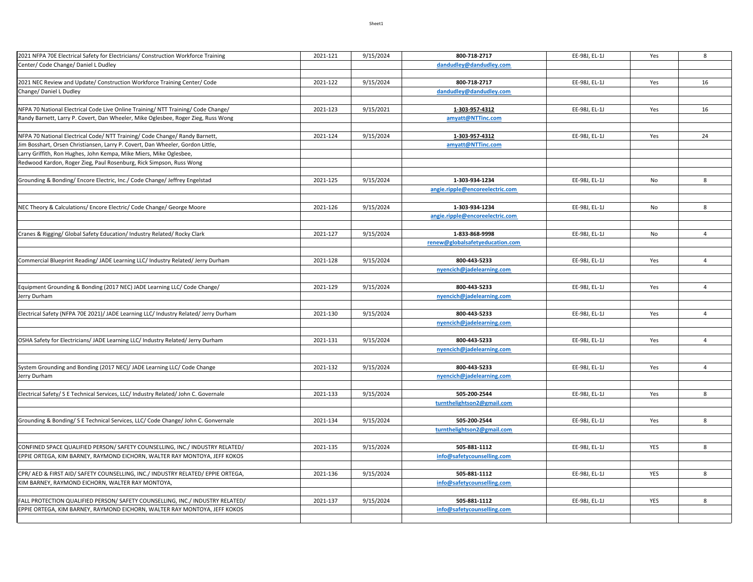| | | | | | | |
|---|---|---|---|---|---|---|
| 2021 NFPA 70E Electrical Safety for Electricians/ Construction Workforce Training Center/ Code Change/ Daniel L Dudley | 2021-121 | 9/15/2024 | 800-718-2717<br>dandudley@dandudley.com | EE-98J, EL-1J | Yes | 8 |
| 2021 NEC Review and Update/ Construction Workforce Training Center/ Code Change/ Daniel L Dudley | 2021-122 | 9/15/2024 | 800-718-2717<br>dandudley@dandudley.com | EE-98J, EL-1J | Yes | 16 |
| NFPA 70 National Electrical Code Live Online Training/ NTT Training/ Code Change/ Randy Barnett, Larry P. Covert, Dan Wheeler, Mike Oglesbee, Roger Zieg, Russ Wong | 2021-123 | 9/15/2021 | 1-303-957-4312<br>amyatt@NTTinc.com | EE-98J, EL-1J | Yes | 16 |
| NFPA 70 National Electrical Code/ NTT Training/ Code Change/ Randy Barnett, Jim Bosshart, Orsen Christiansen, Larry P. Covert, Dan Wheeler, Gordon Little, Larry Griffith, Ron Hughes, John Kempa, Mike Miers, Mike Oglesbee, Redwood Kardon, Roger Zieg, Paul Rosenburg, Rick Simpson, Russ Wong | 2021-124 | 9/15/2024 | 1-303-957-4312<br>amyatt@NTTinc.com | EE-98J, EL-1J | Yes | 24 |
| Grounding & Bonding/ Encore Electric, Inc./ Code Change/ Jeffrey Engelstad | 2021-125 | 9/15/2024 | 1-303-934-1234<br>angie.ripple@encoreelectric.com | EE-98J, EL-1J | No | 8 |
| NEC Theory & Calculations/ Encore Electric/ Code Change/ George Moore | 2021-126 | 9/15/2024 | 1-303-934-1234<br>angie.ripple@encoreelectric.com | EE-98J, EL-1J | No | 8 |
| Cranes & Rigging/ Global Safety Education/ Industry Related/ Rocky Clark | 2021-127 | 9/15/2024 | 1-833-868-9998<br>renew@globalsafetyeducation.com | EE-98J, EL-1J | No | 4 |
| Commercial Blueprint Reading/ JADE Learning LLC/ Industry Related/ Jerry Durham | 2021-128 | 9/15/2024 | 800-443-5233<br>nyencich@jadelearning.com | EE-98J, EL-1J | Yes | 4 |
| Equipment Grounding & Bonding (2017 NEC) JADE Learning LLC/ Code Change/ Jerry Durham | 2021-129 | 9/15/2024 | 800-443-5233<br>nyencich@jadelearning.com | EE-98J, EL-1J | Yes | 4 |
| Electrical Safety (NFPA 70E 2021)/ JADE Learning LLC/ Industry Related/ Jerry Durham | 2021-130 | 9/15/2024 | 800-443-5233<br>nyencich@jadelearning.com | EE-98J, EL-1J | Yes | 4 |
| OSHA Safety for Electricians/ JADE Learning LLC/ Industry Related/ Jerry Durham | 2021-131 | 9/15/2024 | 800-443-5233<br>nyencich@jadelearning.com | EE-98J, EL-1J | Yes | 4 |
| System Grounding and Bonding (2017 NEC)/ JADE Learning LLC/ Code Change Jerry Durham | 2021-132 | 9/15/2024 | 800-443-5233<br>nyencich@jadelearning.com | EE-98J, EL-1J | Yes | 4 |
| Electrical Safety/ S E Technical Services, LLC/ Industry Related/ John C. Governale | 2021-133 | 9/15/2024 | 505-200-2544<br>turnthelightson2@gmail.com | EE-98J, EL-1J | Yes | 8 |
| Grounding & Bonding/ S E Technical Services, LLC/ Code Change/ John C. Gonvernale | 2021-134 | 9/15/2024 | 505-200-2544<br>turnthelightson2@gmail.com | EE-98J, EL-1J | Yes | 8 |
| CONFINED SPACE QUALIFIED PERSON/ SAFETY COUNSELLING, INC./ INDUSTRY RELATED/ EPPIE ORTEGA, KIM BARNEY, RAYMOND EICHORN, WALTER RAY MONTOYA, JEFF KOKOS | 2021-135 | 9/15/2024 | 505-881-1112<br>info@safetycounselling.com | EE-98J, EL-1J | YES | 8 |
| CPR/ AED & FIRST AID/ SAFETY COUNSELLING, INC./ INDUSTRY RELATED/ EPPIE ORTEGA, KIM BARNEY, RAYMOND EICHORN, WALTER RAY MONTOYA, | 2021-136 | 9/15/2024 | 505-881-1112<br>info@safetycounselling.com | EE-98J, EL-1J | YES | 8 |
| FALL PROTECTION QUALIFIED PERSON/ SAFETY COUNSELLING, INC./ INDUSTRY RELATED/ EPPIE ORTEGA, KIM BARNEY, RAYMOND EICHORN, WALTER RAY MONTOYA, JEFF KOKOS | 2021-137 | 9/15/2024 | 505-881-1112<br>info@safetycounselling.com | EE-98J, EL-1J | YES | 8 |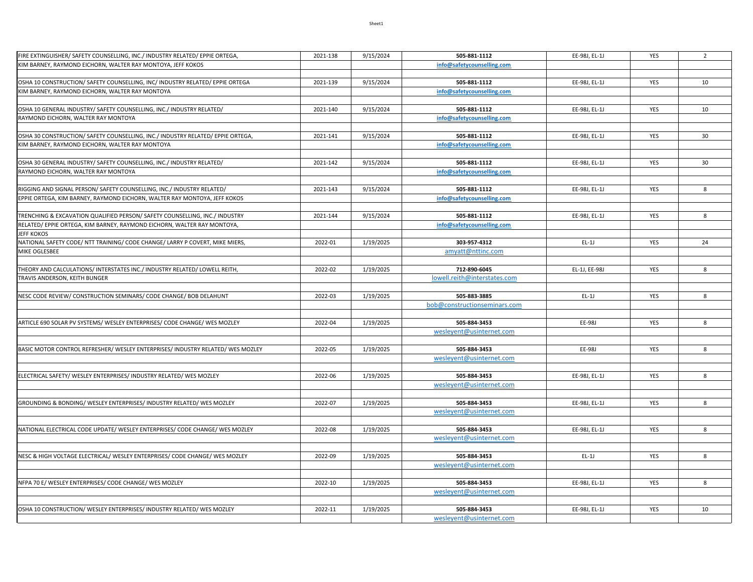| | | | | | | |
|---|---|---|---|---|---|---|
| FIRE EXTINGUISHER/ SAFETY COUNSELLING, INC./ INDUSTRY RELATED/ EPPIE ORTEGA, KIM BARNEY, RAYMOND EICHORN, WALTER RAY MONTOYA, JEFF KOKOS | 2021-138 | 9/15/2024 | 505-881-1112 info@safetycounselling.com | EE-98J, EL-1J | YES | 2 |
| OSHA 10 CONSTRUCTION/ SAFETY COUNSELLING, INC/ INDUSTRY RELATED/ EPPIE ORTEGA KIM BARNEY, RAYMOND EICHORN, WALTER RAY MONTOYA | 2021-139 | 9/15/2024 | 505-881-1112 info@safetycounselling.com | EE-98J, EL-1J | YES | 10 |
| OSHA 10 GENERAL INDUSTRY/ SAFETY COUNSELLING, INC./ INDUSTRY RELATED/ RAYMOND EICHORN, WALTER RAY MONTOYA | 2021-140 | 9/15/2024 | 505-881-1112 info@safetycounselling.com | EE-98J, EL-1J | YES | 10 |
| OSHA 30 CONSTRUCTION/ SAFETY COUNSELLING, INC./ INDUSTRY RELATED/ EPPIE ORTEGA, KIM BARNEY, RAYMOND EICHORN, WALTER RAY MONTOYA | 2021-141 | 9/15/2024 | 505-881-1112 info@safetycounselling.com | EE-98J, EL-1J | YES | 30 |
| OSHA 30 GENERAL INDUSTRY/ SAFETY COUNSELLING, INC./ INDUSTRY RELATED/ RAYMOND EICHORN, WALTER RAY MONTOYA | 2021-142 | 9/15/2024 | 505-881-1112 info@safetycounselling.com | EE-98J, EL-1J | YES | 30 |
| RIGGING AND SIGNAL PERSON/ SAFETY COUNSELLING, INC./ INDUSTRY RELATED/ EPPIE ORTEGA, KIM BARNEY, RAYMOND EICHORN, WALTER RAY MONTOYA, JEFF KOKOS | 2021-143 | 9/15/2024 | 505-881-1112 info@safetycounselling.com | EE-98J, EL-1J | YES | 8 |
| TRENCHING & EXCAVATION QUALIFIED PERSON/ SAFETY COUNSELLING, INC./ INDUSTRY RELATED/ EPPIE ORTEGA, KIM BARNEY, RAYMOND EICHORN, WALTER RAY MONTOYA, JEFF KOKOS | 2021-144 | 9/15/2024 | 505-881-1112 info@safetycounselling.com | EE-98J, EL-1J | YES | 8 |
| NATIONAL SAFETY CODE/ NTT TRAINING/ CODE CHANGE/ LARRY P COVERT, MIKE MIERS, MIKE OGLESBEE | 2022-01 | 1/19/2025 | 303-957-4312 amyatt@nttinc.com | EL-1J | YES | 24 |
| THEORY AND CALCULATIONS/ INTERSTATES INC./ INDUSTRY RELATED/ LOWELL REITH, TRAVIS ANDERSON, KEITH BUNGER | 2022-02 | 1/19/2025 | 712-890-6045 lowell.reith@interstates.com | EL-1J, EE-98J | YES | 8 |
| NESC CODE REVIEW/ CONSTRUCTION SEMINARS/ CODE CHANGE/ BOB DELAHUNT | 2022-03 | 1/19/2025 | 505-883-3885 bob@constructionseminars.com | EL-1J | YES | 8 |
| ARTICLE 690 SOLAR PV SYSTEMS/ WESLEY ENTERPRISES/ CODE CHANGE/ WES MOZLEY | 2022-04 | 1/19/2025 | 505-884-3453 wesleyent@usinternet.com | EE-98J | YES | 8 |
| BASIC MOTOR CONTROL REFRESHER/ WESLEY ENTERPRISES/ INDUSTRY RELATED/ WES MOZLEY | 2022-05 | 1/19/2025 | 505-884-3453 wesleyent@usinternet.com | EE-98J | YES | 8 |
| ELECTRICAL SAFETY/ WESLEY ENTERPRISES/ INDUSTRY RELATED/ WES MOZLEY | 2022-06 | 1/19/2025 | 505-884-3453 wesleyent@usinternet.com | EE-98J, EL-1J | YES | 8 |
| GROUNDING & BONDING/ WESLEY ENTERPRISES/ INDUSTRY RELATED/ WES MOZLEY | 2022-07 | 1/19/2025 | 505-884-3453 wesleyent@usinternet.com | EE-98J, EL-1J | YES | 8 |
| NATIONAL ELECTRICAL CODE UPDATE/ WESLEY ENTERPRISES/ CODE CHANGE/ WES MOZLEY | 2022-08 | 1/19/2025 | 505-884-3453 wesleyent@usinternet.com | EE-98J, EL-1J | YES | 8 |
| NESC & HIGH VOLTAGE ELECTRICAL/ WESLEY ENTERPRISES/ CODE CHANGE/ WES MOZLEY | 2022-09 | 1/19/2025 | 505-884-3453 wesleyent@usinternet.com | EL-1J | YES | 8 |
| NFPA 70 E/ WESLEY ENTERPRISES/ CODE CHANGE/ WES MOZLEY | 2022-10 | 1/19/2025 | 505-884-3453 wesleyent@usinternet.com | EE-98J, EL-1J | YES | 8 |
| OSHA 10 CONSTRUCTION/ WESLEY ENTERPRISES/ INDUSTRY RELATED/ WES MOZLEY | 2022-11 | 1/19/2025 | 505-884-3453 wesleyent@usinternet.com | EE-98J, EL-1J | YES | 10 |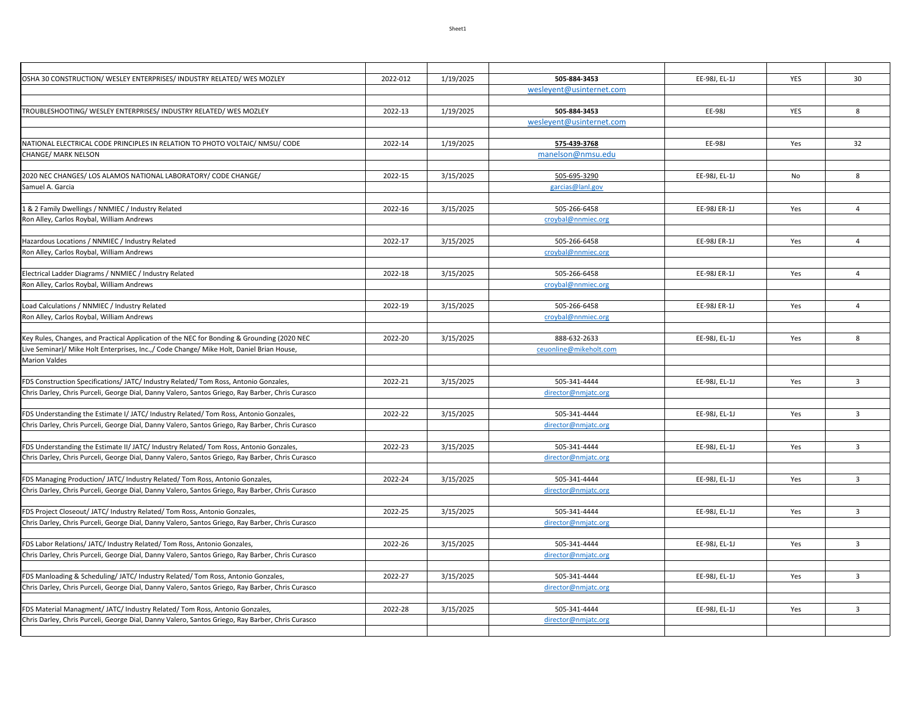| | | | | | | |
|---|---|---|---|---|---|---|
| OSHA 30 CONSTRUCTION/ WESLEY ENTERPRISES/ INDUSTRY RELATED/ WES MOZLEY | 2022-012 | 1/19/2025 | **505-884-3453** | EE-98J, EL-1J | YES | 30 |
| | | | wesleyent@usinternet.com | | | |
| | | | | | | |
| TROUBLESHOOTING/ WESLEY ENTERPRISES/ INDUSTRY RELATED/ WES MOZLEY | 2022-13 | 1/19/2025 | **505-884-3453** | EE-98J | YES | 8 |
| | | | wesleyent@usinternet.com | | | |
| | | | | | | |
| NATIONAL ELECTRICAL CODE PRINCIPLES IN RELATION TO PHOTO VOLTAIC/ NMSU/ CODE | 2022-14 | 1/19/2025 | **575-439-3768** | EE-98J | Yes | 32 |
| CHANGE/ MARK NELSON | | | manelson@nmsu.edu | | | |
| | | | | | | |
| 2020 NEC CHANGES/ LOS ALAMOS NATIONAL LABORATORY/ CODE CHANGE/ | 2022-15 | 3/15/2025 | 505-695-3290 | EE-98J, EL-1J | No | 8 |
| Samuel A. Garcia | | | garcias@lanl.gov | | | |
| | | | | | | |
| 1 & 2 Family Dwellings / NNMIEC / Industry Related | 2022-16 | 3/15/2025 | 505-266-6458 | EE-98J ER-1J | Yes | 4 |
| Ron Alley, Carlos Roybal, William Andrews | | | croybal@nnmiec.org | | | |
| | | | | | | |
| Hazardous Locations / NNMIEC / Industry Related | 2022-17 | 3/15/2025 | 505-266-6458 | EE-98J ER-1J | Yes | 4 |
| Ron Alley, Carlos Roybal, William Andrews | | | croybal@nnmiec.org | | | |
| | | | | | | |
| Electrical Ladder Diagrams / NNMIEC / Industry Related | 2022-18 | 3/15/2025 | 505-266-6458 | EE-98J ER-1J | Yes | 4 |
| Ron Alley, Carlos Roybal, William Andrews | | | croybal@nnmiec.org | | | |
| | | | | | | |
| Load Calculations / NNMIEC / Industry Related | 2022-19 | 3/15/2025 | 505-266-6458 | EE-98J ER-1J | Yes | 4 |
| Ron Alley, Carlos Roybal, William Andrews | | | croybal@nnmiec.org | | | |
| | | | | | | |
| Key Rules, Changes, and Practical Application of the NEC for Bonding & Grounding (2020 NEC | 2022-20 | 3/15/2025 | 888-632-2633 | EE-98J, EL-1J | Yes | 8 |
| Live Seminar)/ Mike Holt Enterprises, Inc.,/ Code Change/ Mike Holt, Daniel Brian House, | | | ceuonline@mikeholt.com | | | |
| Marion Valdes | | | | | | |
| | | | | | | |
| FDS Construction Specifications/ JATC/ Industry Related/ Tom Ross, Antonio Gonzales, | 2022-21 | 3/15/2025 | 505-341-4444 | EE-98J, EL-1J | Yes | 3 |
| Chris Darley, Chris Purceli, George Dial, Danny Valero, Santos Griego, Ray Barber, Chris Curasco | | | director@nmjatc.org | | | |
| | | | | | | |
| FDS Understanding the Estimate I/ JATC/ Industry Related/ Tom Ross, Antonio Gonzales, | 2022-22 | 3/15/2025 | 505-341-4444 | EE-98J, EL-1J | Yes | 3 |
| Chris Darley, Chris Purceli, George Dial, Danny Valero, Santos Griego, Ray Barber, Chris Curasco | | | director@nmjatc.org | | | |
| | | | | | | |
| FDS Understanding the Estimate II/ JATC/ Industry Related/ Tom Ross, Antonio Gonzales, | 2022-23 | 3/15/2025 | 505-341-4444 | EE-98J, EL-1J | Yes | 3 |
| Chris Darley, Chris Purceli, George Dial, Danny Valero, Santos Griego, Ray Barber, Chris Curasco | | | director@nmjatc.org | | | |
| | | | | | | |
| FDS Managing Production/ JATC/ Industry Related/ Tom Ross, Antonio Gonzales, | 2022-24 | 3/15/2025 | 505-341-4444 | EE-98J, EL-1J | Yes | 3 |
| Chris Darley, Chris Purceli, George Dial, Danny Valero, Santos Griego, Ray Barber, Chris Curasco | | | director@nmjatc.org | | | |
| | | | | | | |
| FDS Project Closeout/ JATC/ Industry Related/ Tom Ross, Antonio Gonzales, | 2022-25 | 3/15/2025 | 505-341-4444 | EE-98J, EL-1J | Yes | 3 |
| Chris Darley, Chris Purceli, George Dial, Danny Valero, Santos Griego, Ray Barber, Chris Curasco | | | director@nmjatc.org | | | |
| | | | | | | |
| FDS Labor Relations/ JATC/ Industry Related/ Tom Ross, Antonio Gonzales, | 2022-26 | 3/15/2025 | 505-341-4444 | EE-98J, EL-1J | Yes | 3 |
| Chris Darley, Chris Purceli, George Dial, Danny Valero, Santos Griego, Ray Barber, Chris Curasco | | | director@nmjatc.org | | | |
| | | | | | | |
| FDS Manloading & Scheduling/ JATC/ Industry Related/ Tom Ross, Antonio Gonzales, | 2022-27 | 3/15/2025 | 505-341-4444 | EE-98J, EL-1J | Yes | 3 |
| Chris Darley, Chris Purceli, George Dial, Danny Valero, Santos Griego, Ray Barber, Chris Curasco | | | director@nmjatc.org | | | |
| | | | | | | |
| FDS Material Managment/ JATC/ Industry Related/ Tom Ross, Antonio Gonzales, | 2022-28 | 3/15/2025 | 505-341-4444 | EE-98J, EL-1J | Yes | 3 |
| Chris Darley, Chris Purceli, George Dial, Danny Valero, Santos Griego, Ray Barber, Chris Curasco | | | director@nmjatc.org | | | |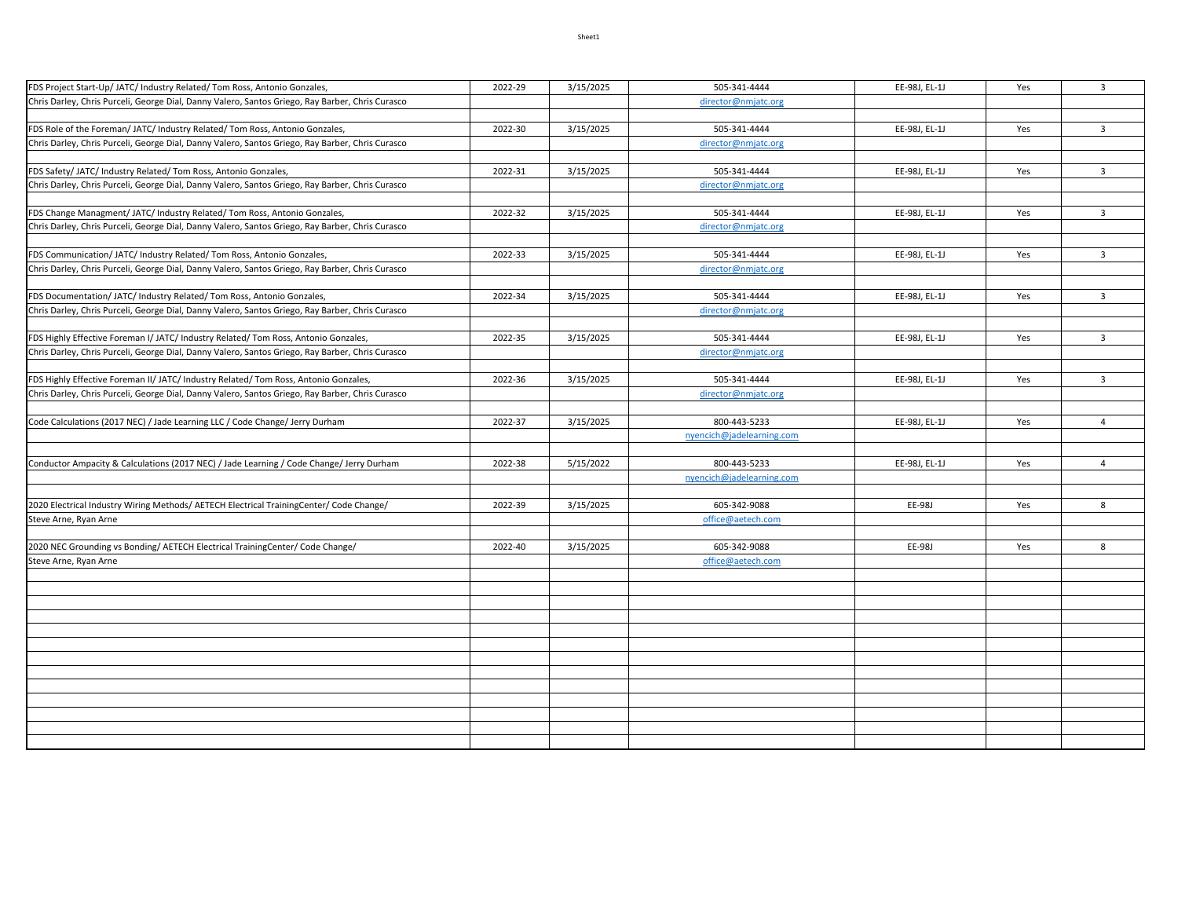| | | | | | | |
|---|---|---|---|---|---|---|
| FDS Project Start-Up/ JATC/ Industry Related/ Tom Ross, Antonio Gonzales, | 2022-29 | 3/15/2025 | 505-341-4444 | EE-98J, EL-1J | Yes | 3 |
| Chris Darley, Chris Purceli, George Dial, Danny Valero, Santos Griego, Ray Barber, Chris Curasco | | | director@nmjatc.org | | | |
| | | | | | | |
| FDS Role of the Foreman/ JATC/ Industry Related/ Tom Ross, Antonio Gonzales, | 2022-30 | 3/15/2025 | 505-341-4444 | EE-98J, EL-1J | Yes | 3 |
| Chris Darley, Chris Purceli, George Dial, Danny Valero, Santos Griego, Ray Barber, Chris Curasco | | | director@nmjatc.org | | | |
| | | | | | | |
| FDS Safety/ JATC/ Industry Related/ Tom Ross, Antonio Gonzales, | 2022-31 | 3/15/2025 | 505-341-4444 | EE-98J, EL-1J | Yes | 3 |
| Chris Darley, Chris Purceli, George Dial, Danny Valero, Santos Griego, Ray Barber, Chris Curasco | | | director@nmjatc.org | | | |
| | | | | | | |
| FDS Change Managment/ JATC/ Industry Related/ Tom Ross, Antonio Gonzales, | 2022-32 | 3/15/2025 | 505-341-4444 | EE-98J, EL-1J | Yes | 3 |
| Chris Darley, Chris Purceli, George Dial, Danny Valero, Santos Griego, Ray Barber, Chris Curasco | | | director@nmjatc.org | | | |
| | | | | | | |
| FDS Communication/ JATC/ Industry Related/ Tom Ross, Antonio Gonzales, | 2022-33 | 3/15/2025 | 505-341-4444 | EE-98J, EL-1J | Yes | 3 |
| Chris Darley, Chris Purceli, George Dial, Danny Valero, Santos Griego, Ray Barber, Chris Curasco | | | director@nmjatc.org | | | |
| | | | | | | |
| FDS Documentation/ JATC/ Industry Related/ Tom Ross, Antonio Gonzales, | 2022-34 | 3/15/2025 | 505-341-4444 | EE-98J, EL-1J | Yes | 3 |
| Chris Darley, Chris Purceli, George Dial, Danny Valero, Santos Griego, Ray Barber, Chris Curasco | | | director@nmjatc.org | | | |
| | | | | | | |
| FDS Highly Effective Foreman I/ JATC/ Industry Related/ Tom Ross, Antonio Gonzales, | 2022-35 | 3/15/2025 | 505-341-4444 | EE-98J, EL-1J | Yes | 3 |
| Chris Darley, Chris Purceli, George Dial, Danny Valero, Santos Griego, Ray Barber, Chris Curasco | | | director@nmjatc.org | | | |
| | | | | | | |
| FDS Highly Effective Foreman II/ JATC/ Industry Related/ Tom Ross, Antonio Gonzales, | 2022-36 | 3/15/2025 | 505-341-4444 | EE-98J, EL-1J | Yes | 3 |
| Chris Darley, Chris Purceli, George Dial, Danny Valero, Santos Griego, Ray Barber, Chris Curasco | | | director@nmjatc.org | | | |
| | | | | | | |
| Code Calculations (2017 NEC) / Jade Learning LLC / Code Change/ Jerry Durham | 2022-37 | 3/15/2025 | 800-443-5233 | EE-98J, EL-1J | Yes | 4 |
| | | | nyencich@jadelearning.com | | | |
| | | | | | | |
| Conductor Ampacity & Calculations (2017 NEC) / Jade Learning / Code Change/ Jerry Durham | 2022-38 | 5/15/2022 | 800-443-5233 | EE-98J, EL-1J | Yes | 4 |
| | | | nyencich@jadelearning.com | | | |
| | | | | | | |
| 2020 Electrical Industry Wiring Methods/ AETECH Electrical TrainingCenter/ Code Change/ | 2022-39 | 3/15/2025 | 605-342-9088 | EE-98J | Yes | 8 |
| Steve Arne, Ryan Arne | | | office@aetech.com | | | |
| | | | | | | |
| 2020 NEC Grounding vs Bonding/ AETECH Electrical TrainingCenter/ Code Change/ | 2022-40 | 3/15/2025 | 605-342-9088 | EE-98J | Yes | 8 |
| Steve Arne, Ryan Arne | | | office@aetech.com | | | |